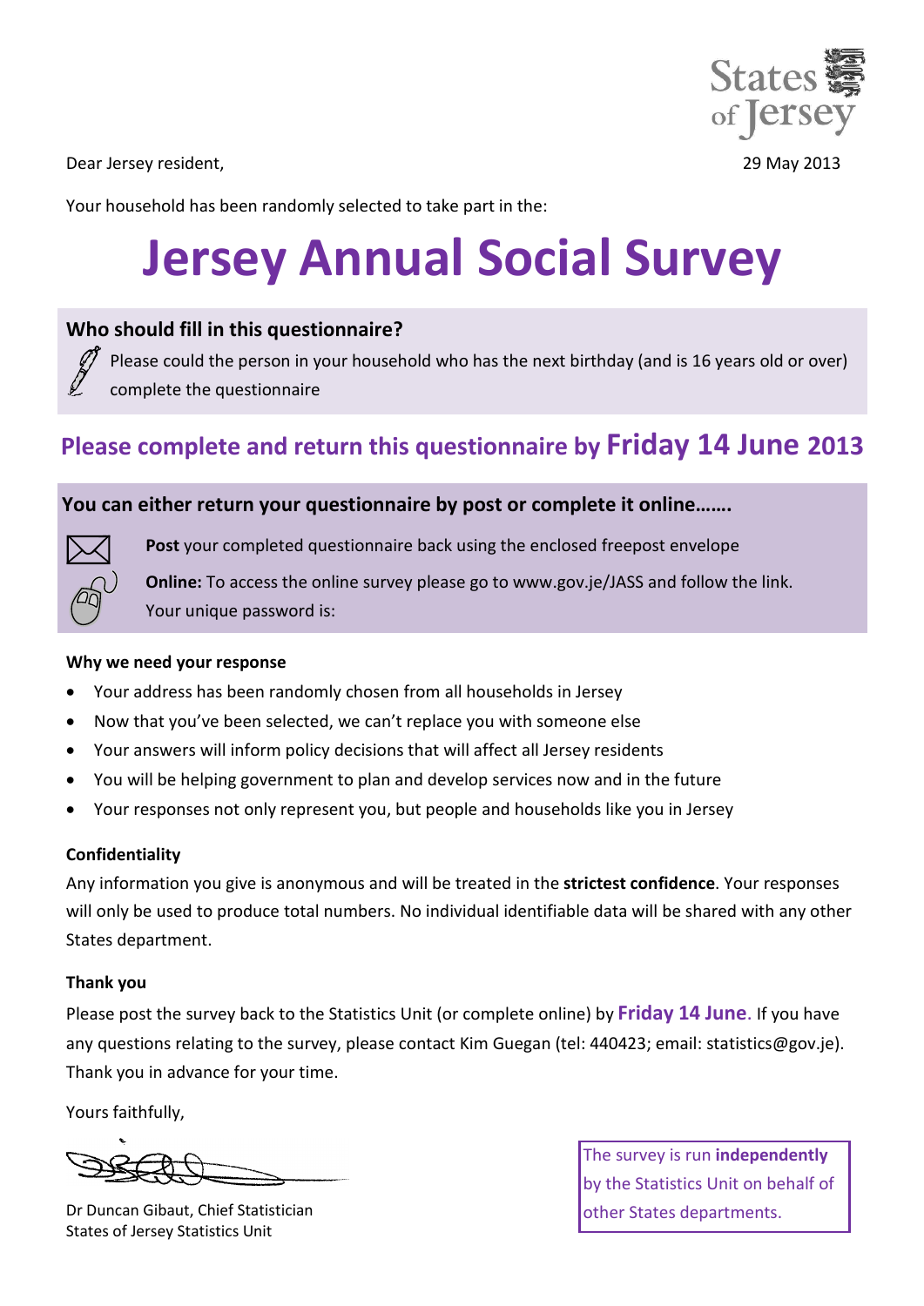States of Jersey

Dear Jersey resident,

29 May 2013

Your household has been randomly selected to take part in the:

# Jersey Annual Social Survey

## Who should fill in this questionnaire?

Please could the person in your household who has the next birthday (and is 16 years old or over) complete the questionnaire

## Please complete and return this questionnaire by Friday 14 June 2013

## You can either return your questionnaire by post or complete it online…….

**Post** your completed questionnaire back using the enclosed freepost envelope

**Online:** To access the online survey please go to www.gov.je/JASS and follow the link. Your unique password is:

### Why we need your response

- Your address has been randomly chosen from all households in Jersey
- Now that you've been selected, we can't replace you with someone else
- Your answers will inform policy decisions that will affect all Jersey residents
- You will be helping government to plan and develop services now and in the future
- Your responses not only represent you, but people and households like you in Jersey

### Confidentiality

Any information you give is anonymous and will be treated in the **strictest confidence**. Your responses will only be used to produce total numbers. No individual identifiable data will be shared with any other States department.

### Thank you

Please post the survey back to the Statistics Unit (or complete online) by **Friday 14 June**. If you have any questions relating to the survey, please contact Kim Guegan (tel: 440423; email: statistics@gov.je). Thank you in advance for your time.

Yours faithfully,

Dr Duncan Gibaut, Chief Statistician
States of Jersey Statistics Unit

The survey is run **independently** by the Statistics Unit on behalf of other States departments.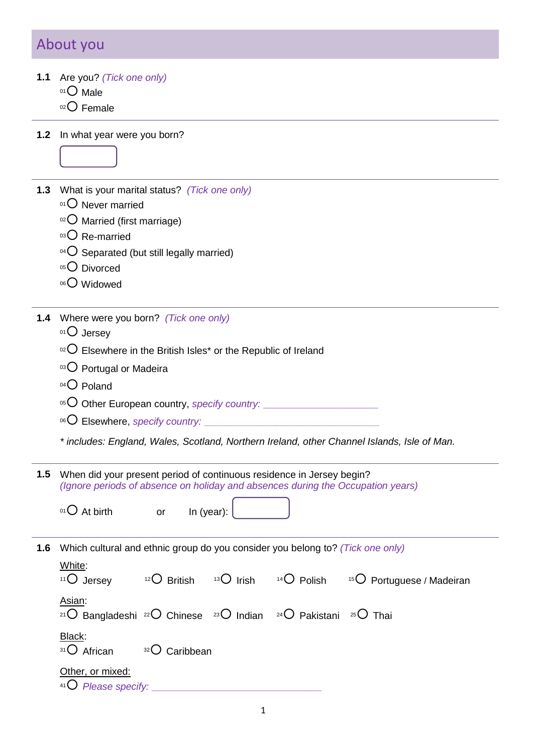## About you

**1.1** Are you? *(Tick one only)*

- 01 ○ Male
- 02 ○ Female

---

**1.2** In what year were you born?

[ ]

---

**1.3** What is your marital status? *(Tick one only)*

- 01 ○ Never married
- 02 ○ Married (first marriage)
- 03 ○ Re-married
- 04 ○ Separated (but still legally married)
- 05 ○ Divorced
- 06 ○ Widowed

---

**1.4** Where were you born? *(Tick one only)*

- 01 ○ Jersey
- 02 ○ Elsewhere in the British Isles* or the Republic of Ireland
- 03 ○ Portugal or Madeira
- 04 ○ Poland
- 05 ○ Other European country, *specify country:* ____________________
- 06 ○ Elsewhere, *specify country:* ________________________________

*\* includes: England, Wales, Scotland, Northern Ireland, other Channel Islands, Isle of Man.*

---

**1.5** When did your present period of continuous residence in Jersey begin?
*(Ignore periods of absence on holiday and absences during the Occupation years)*

01 ○ At birth    or    In (year): [ ]

---

**1.6** Which cultural and ethnic group do you consider you belong to? *(Tick one only)*

White:
11 ○ Jersey    12 ○ British    13 ○ Irish    14 ○ Polish    15 ○ Portuguese / Madeiran

Asian:
21 ○ Bangladeshi    22 ○ Chinese    23 ○ Indian    24 ○ Pakistani    25 ○ Thai

Black:
31 ○ African    32 ○ Caribbean

Other, or mixed:
41 ○ *Please specify:* ______________________________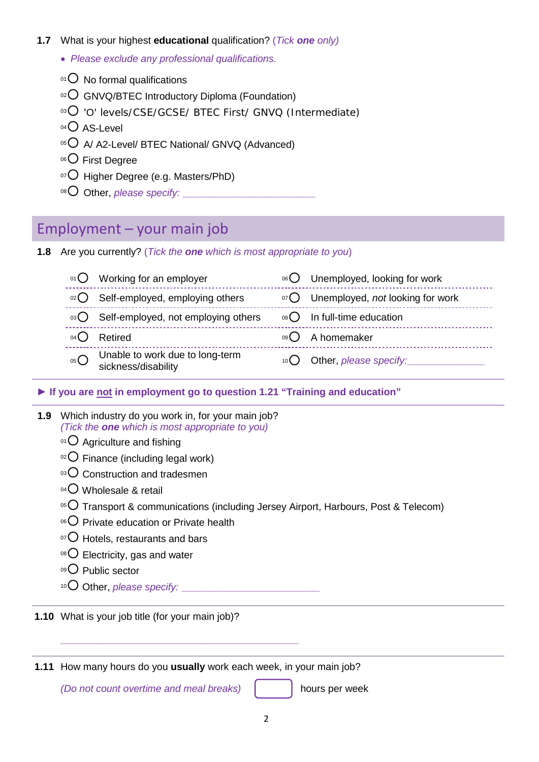**1.7** What is your highest **educational** qualification? *(Tick **one** only)*

- *Please exclude any professional qualifications.*

01 ◯ No formal qualifications
02 ◯ GNVQ/BTEC Introductory Diploma (Foundation)
03 ◯ 'O' levels/CSE/GCSE/ BTEC First/ GNVQ (Intermediate)
04 ◯ AS-Level
05 ◯ A/ A2-Level/ BTEC National/ GNVQ (Advanced)
06 ◯ First Degree
07 ◯ Higher Degree (e.g. Masters/PhD)
08 ◯ Other, *please specify:* ________________________

## Employment – your main job

**1.8** Are you currently? *(Tick the **one** which is most appropriate to you)*

| | |
|---|---|
| 01 ◯ Working for an employer | 06 ◯ Unemployed, looking for work |
| 02 ◯ Self-employed, employing others | 07 ◯ Unemployed, *not* looking for work |
| 03 ◯ Self-employed, not employing others | 08 ◯ In full-time education |
| 04 ◯ Retired | 09 ◯ A homemaker |
| 05 ◯ Unable to work due to long-term sickness/disability | 10 ◯ Other, *please specify:* ______________ |

**► If you are <u>not</u> in employment go to question 1.21 "Training and education"**

**1.9** Which industry do you work in, for your main job?
*(Tick the **one** which is most appropriate to you)*

01 ◯ Agriculture and fishing
02 ◯ Finance (including legal work)
03 ◯ Construction and tradesmen
04 ◯ Wholesale & retail
05 ◯ Transport & communications (including Jersey Airport, Harbours, Post & Telecom)
06 ◯ Private education or Private health
07 ◯ Hotels, restaurants and bars
08 ◯ Electricity, gas and water
09 ◯ Public sector
10 ◯ Other, *please specify:* _________________________

**1.10** What is your job title (for your main job)?

___________________________________________

**1.11** How many hours do you **usually** work each week, in your main job?

*(Do not count overtime and meal breaks)* [ ] hours per week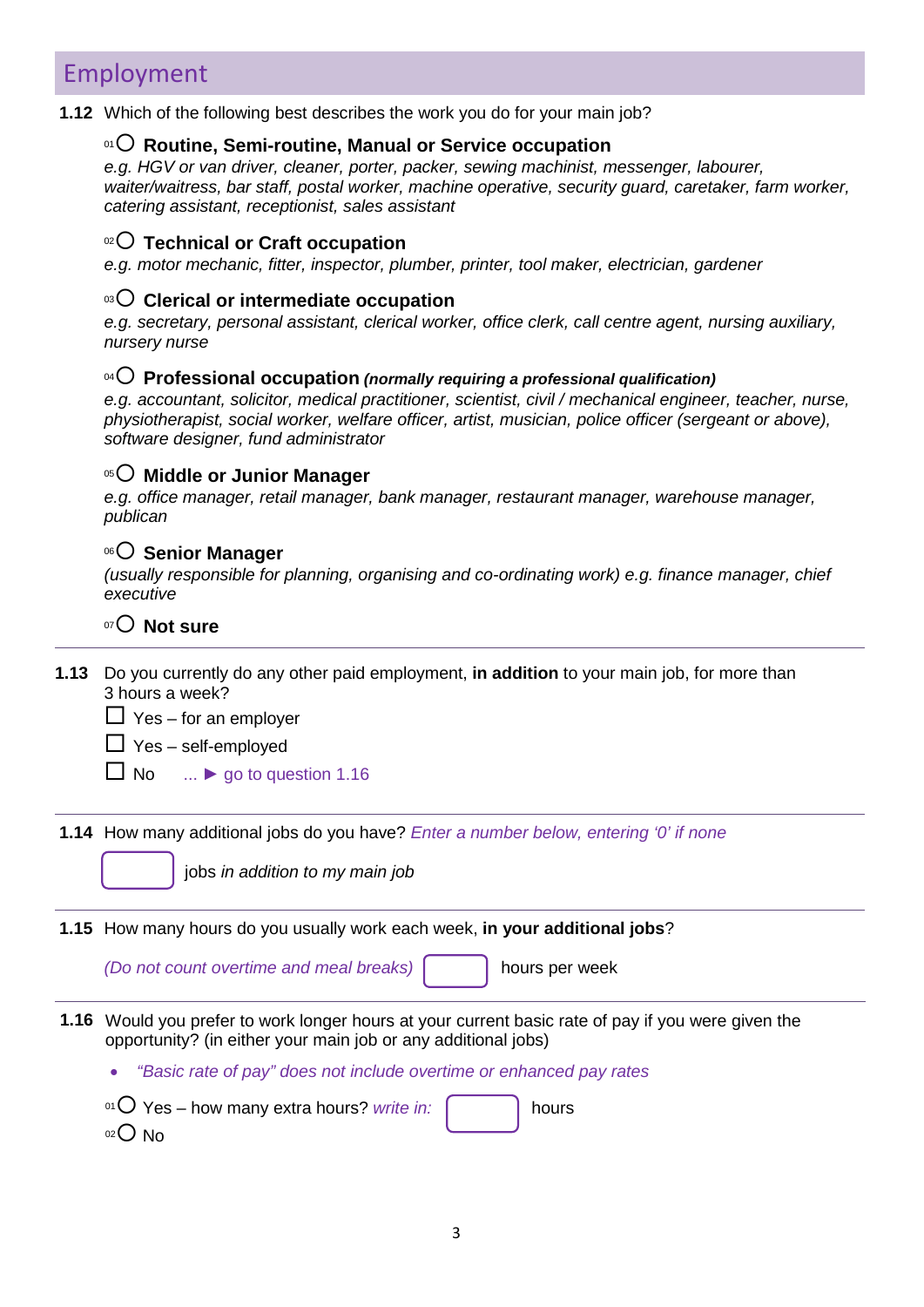## Employment

**1.12** Which of the following best describes the work you do for your main job?

- [01] ○ **Routine, Semi-routine, Manual or Service occupation**
  *e.g. HGV or van driver, cleaner, porter, packer, sewing machinist, messenger, labourer, waiter/waitress, bar staff, postal worker, machine operative, security guard, caretaker, farm worker, catering assistant, receptionist, sales assistant*

- [02] ○ **Technical or Craft occupation**
  *e.g. motor mechanic, fitter, inspector, plumber, printer, tool maker, electrician, gardener*

- [03] ○ **Clerical or intermediate occupation**
  *e.g. secretary, personal assistant, clerical worker, office clerk, call centre agent, nursing auxiliary, nursery nurse*

- [04] ○ **Professional occupation** ***(normally requiring a professional qualification)***
  *e.g. accountant, solicitor, medical practitioner, scientist, civil / mechanical engineer, teacher, nurse, physiotherapist, social worker, welfare officer, artist, musician, police officer (sergeant or above), software designer, fund administrator*

- [05] ○ **Middle or Junior Manager**
  *e.g. office manager, retail manager, bank manager, restaurant manager, warehouse manager, publican*

- [06] ○ **Senior Manager**
  *(usually responsible for planning, organising and co-ordinating work) e.g. finance manager, chief executive*

- [07] ○ **Not sure**

---

**1.13** Do you currently do any other paid employment, **in addition** to your main job, for more than 3 hours a week?

- ☐ Yes – for an employer
- ☐ Yes – self-employed
- ☐ No ... ► go to question 1.16

---

**1.14** How many additional jobs do you have? *Enter a number below, entering '0' if none*

[ ] jobs *in addition to my main job*

---

**1.15** How many hours do you usually work each week, **in your additional jobs**?

*(Do not count overtime and meal breaks)* [ ] hours per week

---

**1.16** Would you prefer to work longer hours at your current basic rate of pay if you were given the opportunity? (in either your main job or any additional jobs)

- *"Basic rate of pay" does not include overtime or enhanced pay rates*

[01] ○ Yes – how many extra hours? *write in:* [ ] hours
[02] ○ No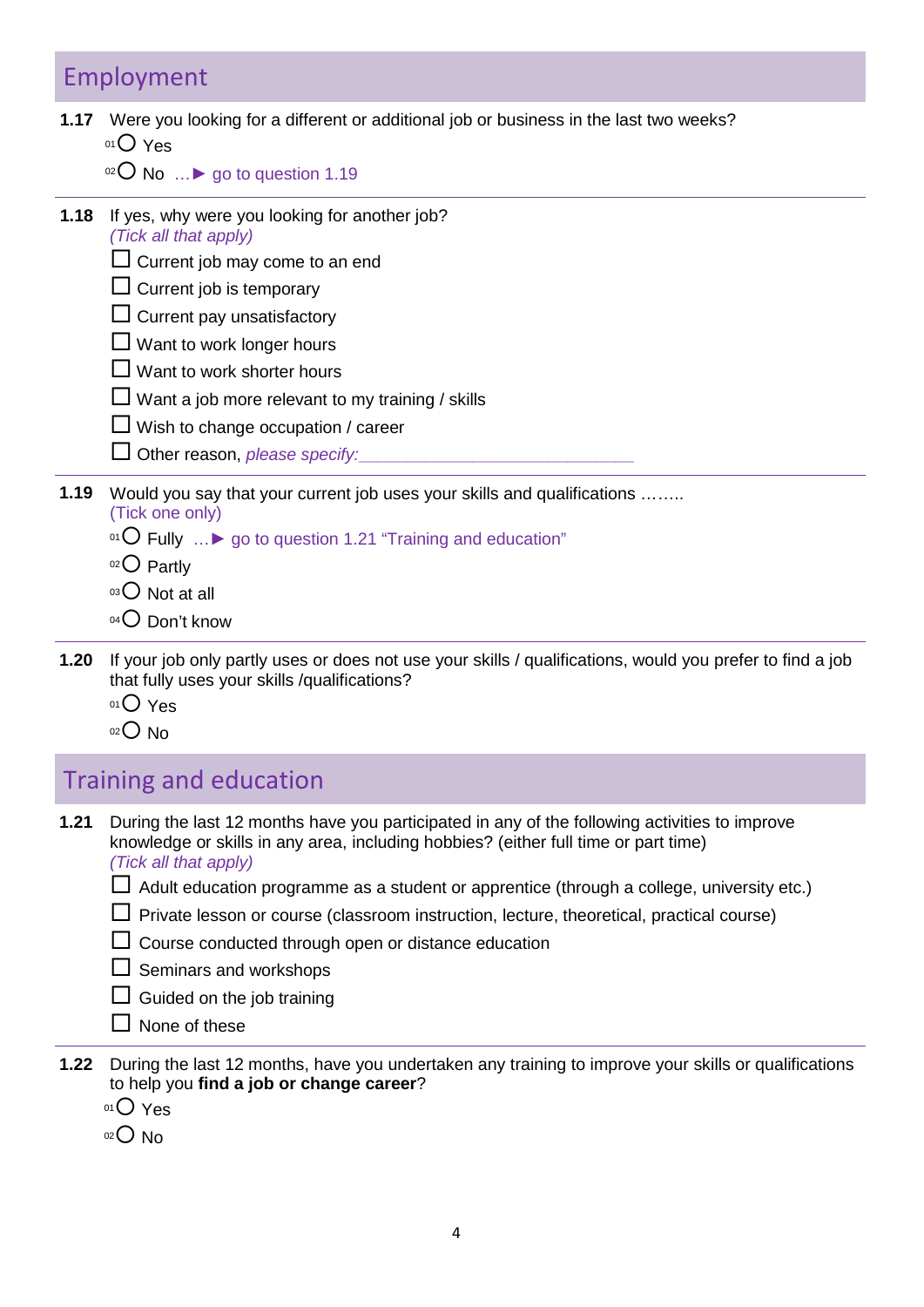## Employment

**1.17** Were you looking for a different or additional job or business in the last two weeks?

- [01] ○ Yes
- [02] ○ No …► go to question 1.19

**1.18** If yes, why were you looking for another job?
*(Tick all that apply)*

- ☐ Current job may come to an end
- ☐ Current job is temporary
- ☐ Current pay unsatisfactory
- ☐ Want to work longer hours
- ☐ Want to work shorter hours
- ☐ Want a job more relevant to my training / skills
- ☐ Wish to change occupation / career
- ☐ Other reason, *please specify:*______________________________

**1.19** Would you say that your current job uses your skills and qualifications ……..
(Tick one only)

- [01] ○ Fully …► go to question 1.21 "Training and education"
- [02] ○ Partly
- [03] ○ Not at all
- [04] ○ Don't know

**1.20** If your job only partly uses or does not use your skills / qualifications, would you prefer to find a job that fully uses your skills /qualifications?

- [01] ○ Yes
- [02] ○ No

## Training and education

**1.21** During the last 12 months have you participated in any of the following activities to improve knowledge or skills in any area, including hobbies? (either full time or part time)
*(Tick all that apply)*

- ☐ Adult education programme as a student or apprentice (through a college, university etc.)
- ☐ Private lesson or course (classroom instruction, lecture, theoretical, practical course)
- ☐ Course conducted through open or distance education
- ☐ Seminars and workshops
- ☐ Guided on the job training
- ☐ None of these

**1.22** During the last 12 months, have you undertaken any training to improve your skills or qualifications to help you **find a job or change career**?

- [01] ○ Yes
- [02] ○ No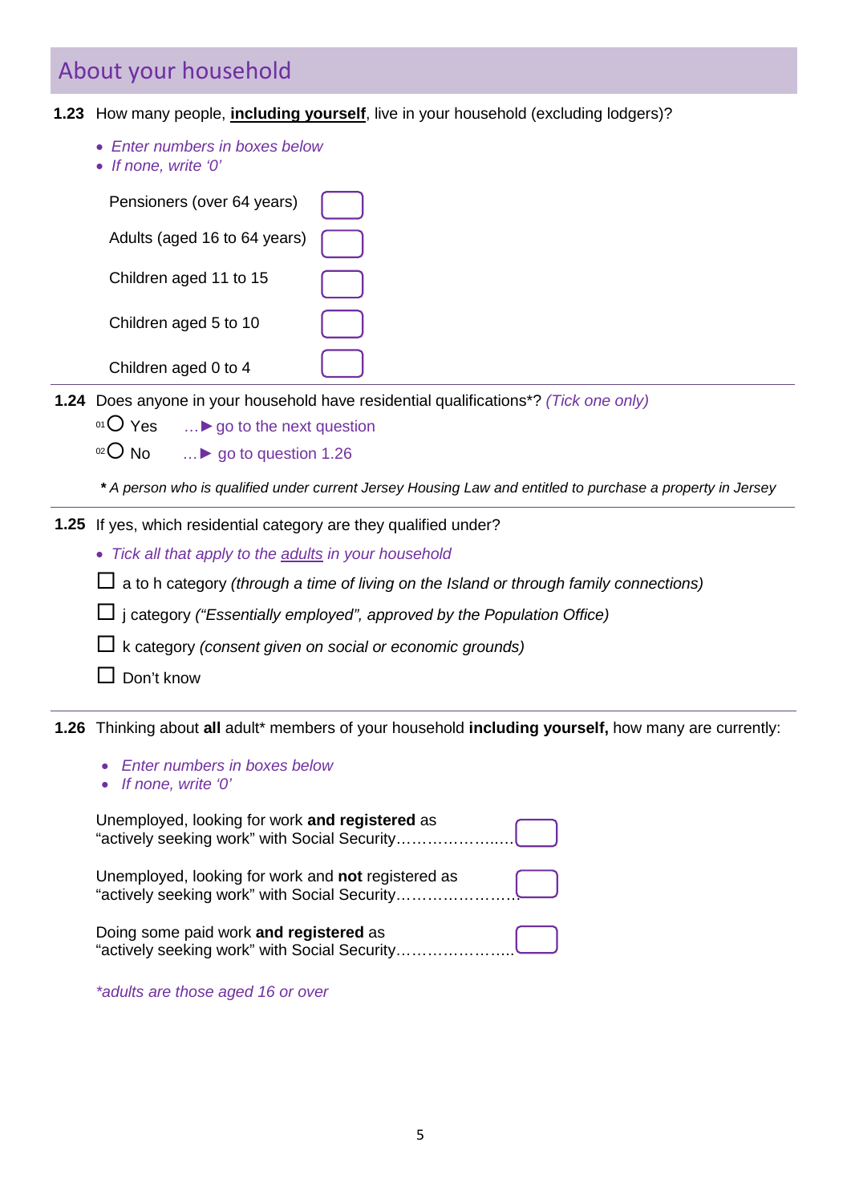## About your household

**1.23** How many people, **including yourself**, live in your household (excluding lodgers)?

- *Enter numbers in boxes below*
- *If none, write '0'*

Pensioners (over 64 years) ☐

Adults (aged 16 to 64 years) ☐

Children aged 11 to 15 ☐

Children aged 5 to 10 ☐

Children aged 0 to 4 ☐

**1.24** Does anyone in your household have residential qualifications*? *(Tick one only)*

01 ○ Yes …► go to the next question

02 ○ No …► go to question 1.26

*** *A person who is qualified under current Jersey Housing Law and entitled to purchase a property in Jersey*

**1.25** If yes, which residential category are they qualified under?

- *Tick all that apply to the adults in your household*

☐ a to h category *(through a time of living on the Island or through family connections)*

☐ j category *("Essentially employed", approved by the Population Office)*

☐ k category *(consent given on social or economic grounds)*

☐ Don't know

**1.26** Thinking about **all** adult* members of your household **including yourself,** how many are currently:

- *Enter numbers in boxes below*
- *If none, write '0'*

Unemployed, looking for work **and registered** as "actively seeking work" with Social Security…………………… ☐

Unemployed, looking for work and **not** registered as "actively seeking work" with Social Security…………………… ☐

Doing some paid work **and registered** as "actively seeking work" with Social Security…………………… ☐

*\*adults are those aged 16 or over*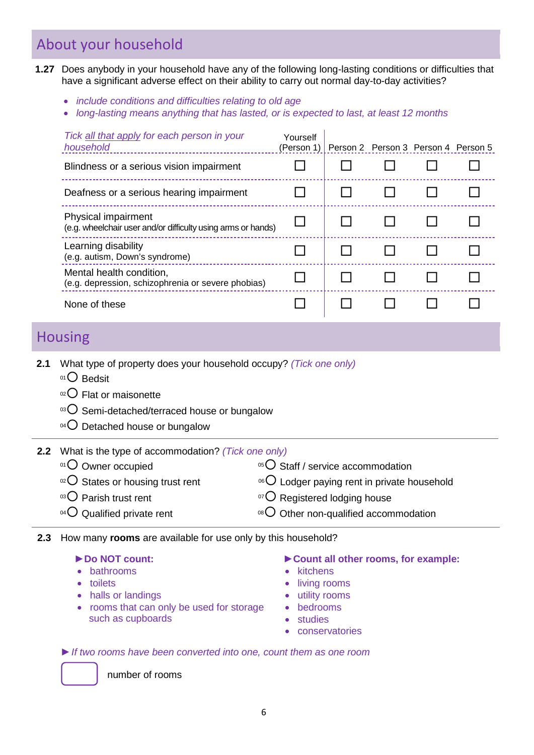## About your household

**1.27** Does anybody in your household have any of the following long-lasting conditions or difficulties that have a significant adverse effect on their ability to carry out normal day-to-day activities?

- *include conditions and difficulties relating to old age*
- *long-lasting means anything that has lasted, or is expected to last, at least 12 months*

| *Tick all that apply for each person in your household* | Yourself (Person 1) | Person 2 | Person 3 | Person 4 | Person 5 |
|---|---|---|---|---|---|
| Blindness or a serious vision impairment | ☐ | ☐ | ☐ | ☐ | ☐ |
| Deafness or a serious hearing impairment | ☐ | ☐ | ☐ | ☐ | ☐ |
| Physical impairment (e.g. wheelchair user and/or difficulty using arms or hands) | ☐ | ☐ | ☐ | ☐ | ☐ |
| Learning disability (e.g. autism, Down's syndrome) | ☐ | ☐ | ☐ | ☐ | ☐ |
| Mental health condition, (e.g. depression, schizophrenia or severe phobias) | ☐ | ☐ | ☐ | ☐ | ☐ |
| None of these | ☐ | ☐ | ☐ | ☐ | ☐ |

## Housing

**2.1** What type of property does your household occupy? *(Tick one only)*

- 01 ○ Bedsit
- 02 ○ Flat or maisonette
- 03 ○ Semi-detached/terraced house or bungalow
- 04 ○ Detached house or bungalow

**2.2** What is the type of accommodation? *(Tick one only)*

- 01 ○ Owner occupied
- 02 ○ States or housing trust rent
- 03 ○ Parish trust rent
- 04 ○ Qualified private rent
- 05 ○ Staff / service accommodation
- 06 ○ Lodger paying rent in private household
- 07 ○ Registered lodging house
- 08 ○ Other non-qualified accommodation

**2.3** How many **rooms** are available for use only by this household?

**►Do NOT count:**
- bathrooms
- toilets
- halls or landings
- rooms that can only be used for storage such as cupboards

**►Count all other rooms, for example:**
- kitchens
- living rooms
- utility rooms
- bedrooms
- studies
- conservatories

*► If two rooms have been converted into one, count them as one room*

☐ number of rooms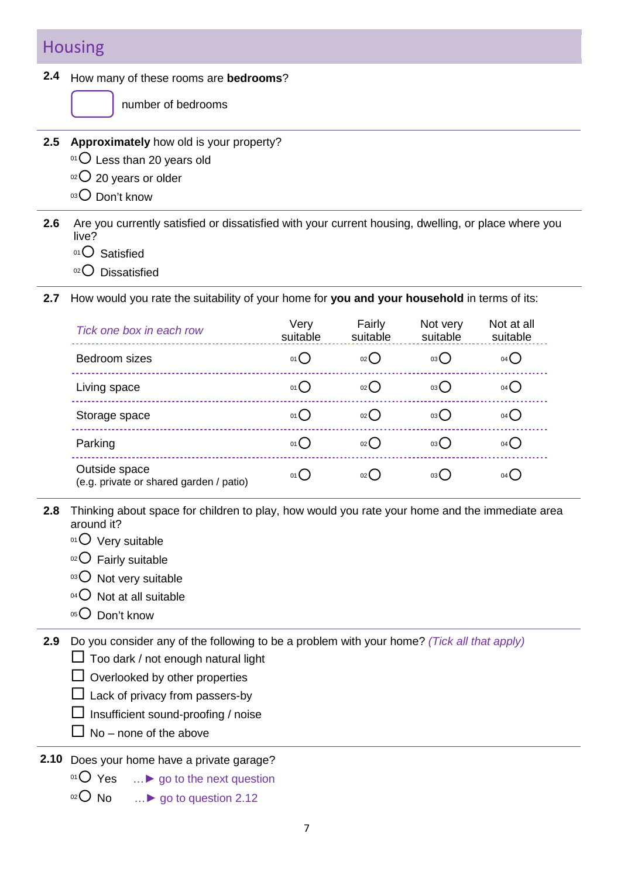## Housing

**2.4** How many of these rooms are **bedrooms**?

☐ number of bedrooms

**2.5** **Approximately** how old is your property?

- 01 ○ Less than 20 years old
- 02 ○ 20 years or older
- 03 ○ Don't know

**2.6** Are you currently satisfied or dissatisfied with your current housing, dwelling, or place where you live?

- 01 ○ Satisfied
- 02 ○ Dissatisfied

**2.7** How would you rate the suitability of your home for **you and your household** in terms of its:

| *Tick one box in each row* | Very suitable | Fairly suitable | Not very suitable | Not at all suitable |
|---|---|---|---|---|
| Bedroom sizes | 01 ○ | 02 ○ | 03 ○ | 04 ○ |
| Living space | 01 ○ | 02 ○ | 03 ○ | 04 ○ |
| Storage space | 01 ○ | 02 ○ | 03 ○ | 04 ○ |
| Parking | 01 ○ | 02 ○ | 03 ○ | 04 ○ |
| Outside space (e.g. private or shared garden / patio) | 01 ○ | 02 ○ | 03 ○ | 04 ○ |

**2.8** Thinking about space for children to play, how would you rate your home and the immediate area around it?

- 01 ○ Very suitable
- 02 ○ Fairly suitable
- 03 ○ Not very suitable
- 04 ○ Not at all suitable
- 05 ○ Don't know

**2.9** Do you consider any of the following to be a problem with your home? *(Tick all that apply)*

- ☐ Too dark / not enough natural light
- ☐ Overlooked by other properties
- ☐ Lack of privacy from passers-by
- ☐ Insufficient sound-proofing / noise
- ☐ No – none of the above

**2.10** Does your home have a private garage?

- 01 ○ Yes …► go to the next question
- 02 ○ No …► go to question 2.12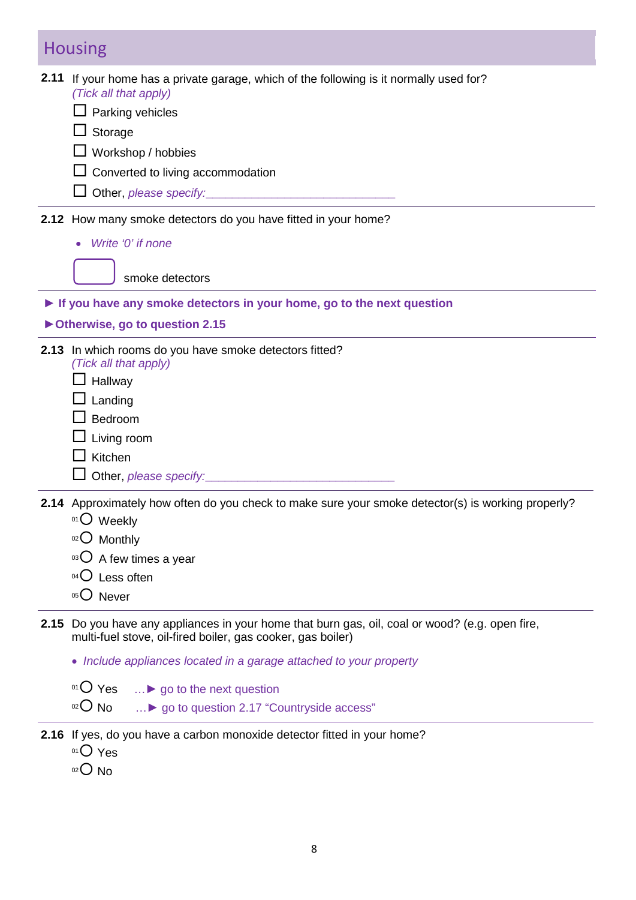## Housing

**2.11** If your home has a private garage, which of the following is it normally used for?
*(Tick all that apply)*

- ☐ Parking vehicles
- ☐ Storage
- ☐ Workshop / hobbies
- ☐ Converted to living accommodation
- ☐ Other, *please specify:*_____________________________

---

**2.12** How many smoke detectors do you have fitted in your home?

- *Write '0' if none*

☐ smoke detectors

---

**► If you have any smoke detectors in your home, go to the next question**

**►Otherwise, go to question 2.15**

---

**2.13** In which rooms do you have smoke detectors fitted?
*(Tick all that apply)*

- ☐ Hallway
- ☐ Landing
- ☐ Bedroom
- ☐ Living room
- ☐ Kitchen
- ☐ Other, *please specify:*_____________________________

---

**2.14** Approximately how often do you check to make sure your smoke detector(s) is working properly?

- 01 ○ Weekly
- 02 ○ Monthly
- 03 ○ A few times a year
- 04 ○ Less often
- 05 ○ Never

---

**2.15** Do you have any appliances in your home that burn gas, oil, coal or wood? (e.g. open fire, multi-fuel stove, oil-fired boiler, gas cooker, gas boiler)

- *Include appliances located in a garage attached to your property*

- 01 ○ Yes …► go to the next question
- 02 ○ No …► go to question 2.17 "Countryside access"

---

**2.16** If yes, do you have a carbon monoxide detector fitted in your home?

- 01 ○ Yes
- 02 ○ No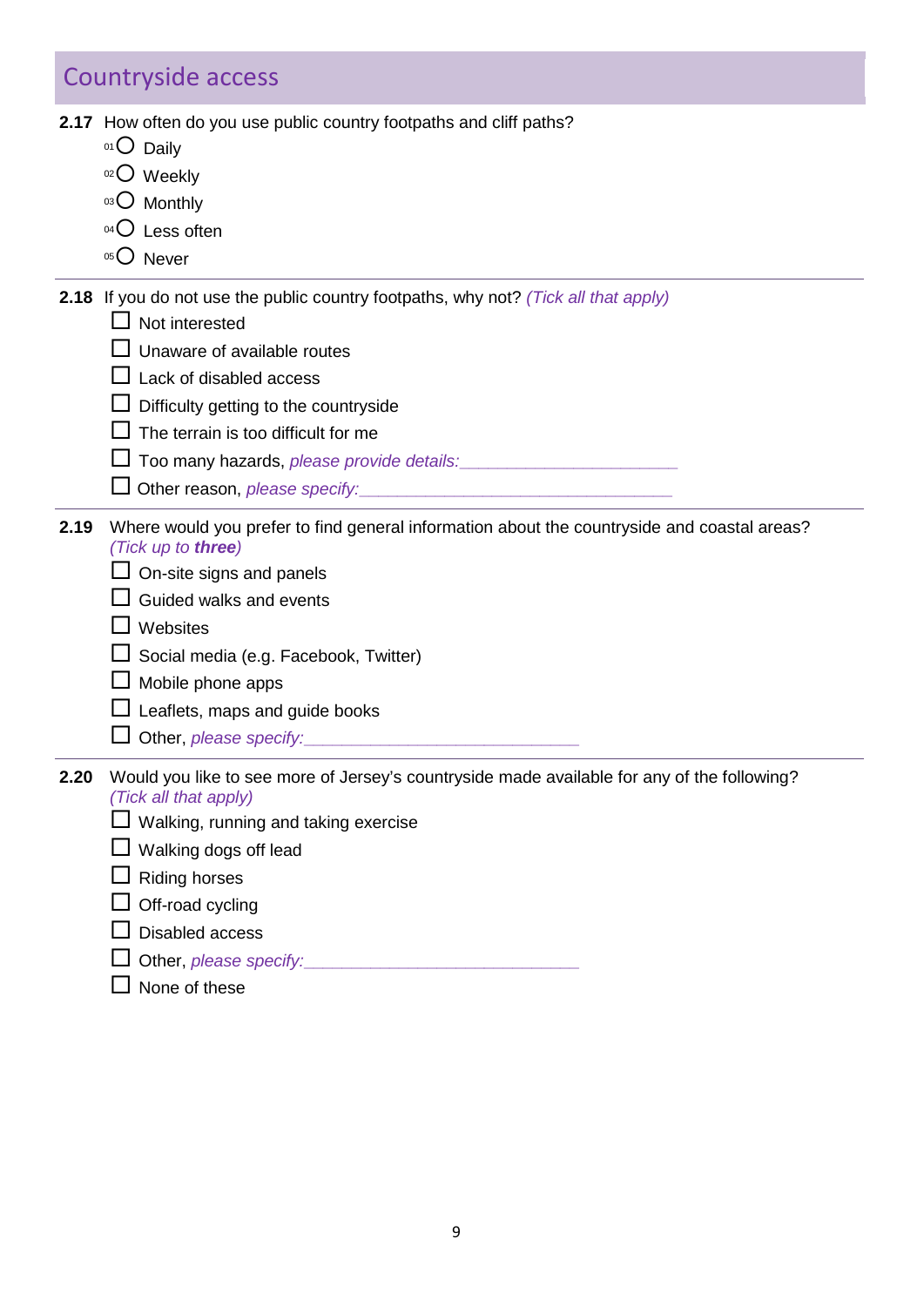## Countryside access

**2.17** How often do you use public country footpaths and cliff paths?

- 01 ○ Daily
- 02 ○ Weekly
- 03 ○ Monthly
- 04 ○ Less often
- 05 ○ Never

**2.18** If you do not use the public country footpaths, why not? *(Tick all that apply)*

- ☐ Not interested
- ☐ Unaware of available routes
- ☐ Lack of disabled access
- ☐ Difficulty getting to the countryside
- ☐ The terrain is too difficult for me
- ☐ Too many hazards, *please provide details:______________________*
- ☐ Other reason, *please specify:________________________________*

**2.19** Where would you prefer to find general information about the countryside and coastal areas? *(Tick up to **three**)*

- ☐ On-site signs and panels
- ☐ Guided walks and events
- ☐ Websites
- ☐ Social media (e.g. Facebook, Twitter)
- ☐ Mobile phone apps
- ☐ Leaflets, maps and guide books
- ☐ Other, *please specify:_____________________________*

**2.20** Would you like to see more of Jersey's countryside made available for any of the following? *(Tick all that apply)*

- ☐ Walking, running and taking exercise
- ☐ Walking dogs off lead
- ☐ Riding horses
- ☐ Off-road cycling
- ☐ Disabled access
- ☐ Other, *please specify:_____________________________*
- ☐ None of these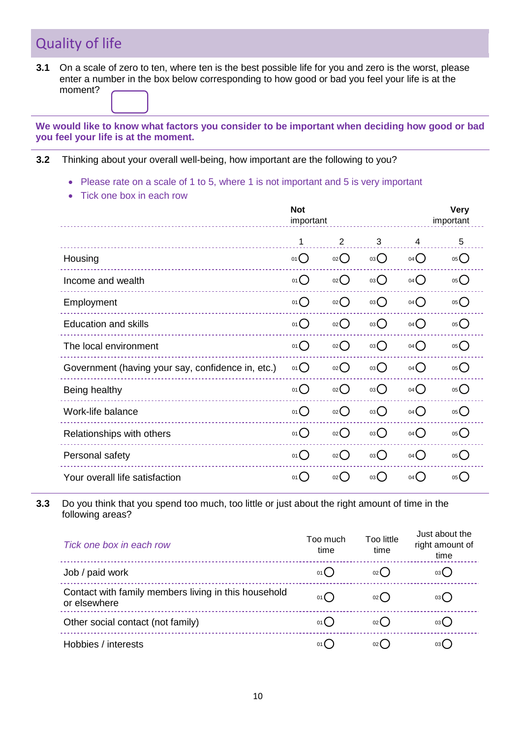# Quality of life

**3.1** On a scale of zero to ten, where ten is the best possible life for you and zero is the worst, please enter a number in the box below corresponding to how good or bad you feel your life is at the moment?

**We would like to know what factors you consider to be important when deciding how good or bad you feel your life is at the moment.**

**3.2** Thinking about your overall well-being, how important are the following to you?

- Please rate on a scale of 1 to 5, where 1 is not important and 5 is very important
- Tick one box in each row

| | **Not** important | | | | **Very** important |
|---|---|---|---|---|---|
| | 1 | 2 | 3 | 4 | 5 |
| Housing | 01 ○ | 02 ○ | 03 ○ | 04 ○ | 05 ○ |
| Income and wealth | 01 ○ | 02 ○ | 03 ○ | 04 ○ | 05 ○ |
| Employment | 01 ○ | 02 ○ | 03 ○ | 04 ○ | 05 ○ |
| Education and skills | 01 ○ | 02 ○ | 03 ○ | 04 ○ | 05 ○ |
| The local environment | 01 ○ | 02 ○ | 03 ○ | 04 ○ | 05 ○ |
| Government (having your say, confidence in, etc.) | 01 ○ | 02 ○ | 03 ○ | 04 ○ | 05 ○ |
| Being healthy | 01 ○ | 02 ○ | 03 ○ | 04 ○ | 05 ○ |
| Work-life balance | 01 ○ | 02 ○ | 03 ○ | 04 ○ | 05 ○ |
| Relationships with others | 01 ○ | 02 ○ | 03 ○ | 04 ○ | 05 ○ |
| Personal safety | 01 ○ | 02 ○ | 03 ○ | 04 ○ | 05 ○ |
| Your overall life satisfaction | 01 ○ | 02 ○ | 03 ○ | 04 ○ | 05 ○ |

**3.3** Do you think that you spend too much, too little or just about the right amount of time in the following areas?

| *Tick one box in each row* | Too much time | Too little time | Just about the right amount of time |
|---|---|---|---|
| Job / paid work | 01 ○ | 02 ○ | 03 ○ |
| Contact with family members living in this household or elsewhere | 01 ○ | 02 ○ | 03 ○ |
| Other social contact (not family) | 01 ○ | 02 ○ | 03 ○ |
| Hobbies / interests | 01 ○ | 02 ○ | 03 ○ |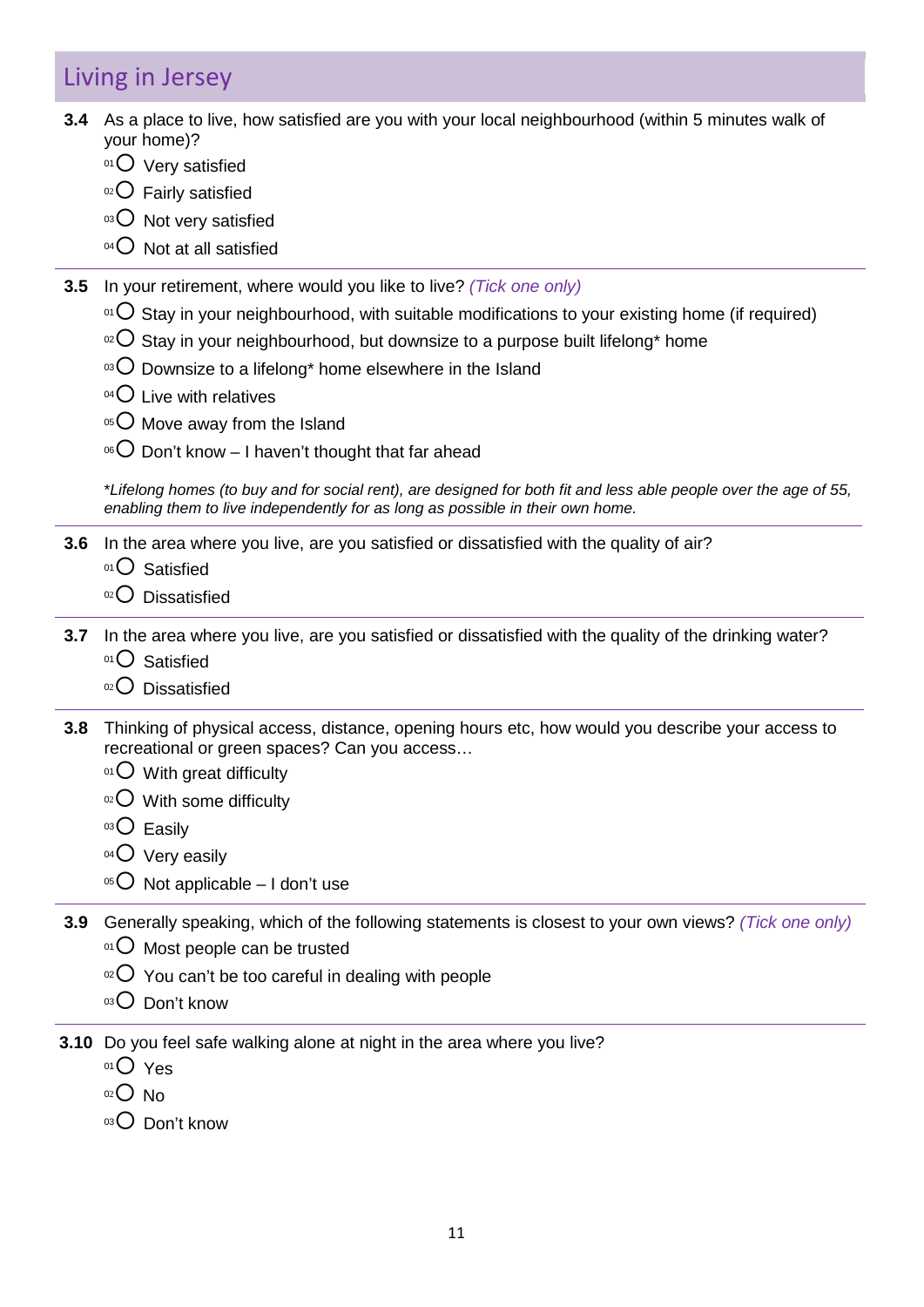## Living in Jersey

**3.4** As a place to live, how satisfied are you with your local neighbourhood (within 5 minutes walk of your home)?

- 01 ○ Very satisfied
- 02 ○ Fairly satisfied
- 03 ○ Not very satisfied
- 04 ○ Not at all satisfied

**3.5** In your retirement, where would you like to live? *(Tick one only)*

- 01 ○ Stay in your neighbourhood, with suitable modifications to your existing home (if required)
- 02 ○ Stay in your neighbourhood, but downsize to a purpose built lifelong* home
- 03 ○ Downsize to a lifelong* home elsewhere in the Island
- 04 ○ Live with relatives
- 05 ○ Move away from the Island
- 06 ○ Don't know – I haven't thought that far ahead

**Lifelong homes (to buy and for social rent), are designed for both fit and less able people over the age of 55, enabling them to live independently for as long as possible in their own home.*

**3.6** In the area where you live, are you satisfied or dissatisfied with the quality of air?

- 01 ○ Satisfied
- 02 ○ Dissatisfied

**3.7** In the area where you live, are you satisfied or dissatisfied with the quality of the drinking water?

- 01 ○ Satisfied
- 02 ○ Dissatisfied

**3.8** Thinking of physical access, distance, opening hours etc, how would you describe your access to recreational or green spaces? Can you access…

- 01 ○ With great difficulty
- 02 ○ With some difficulty
- 03 ○ Easily
- 04 ○ Very easily
- 05 ○ Not applicable – I don't use

**3.9** Generally speaking, which of the following statements is closest to your own views? *(Tick one only)*

- 01 ○ Most people can be trusted
- 02 ○ You can't be too careful in dealing with people
- 03 ○ Don't know

**3.10** Do you feel safe walking alone at night in the area where you live?

- 01 ○ Yes
- 02 ○ No
- 03 ○ Don't know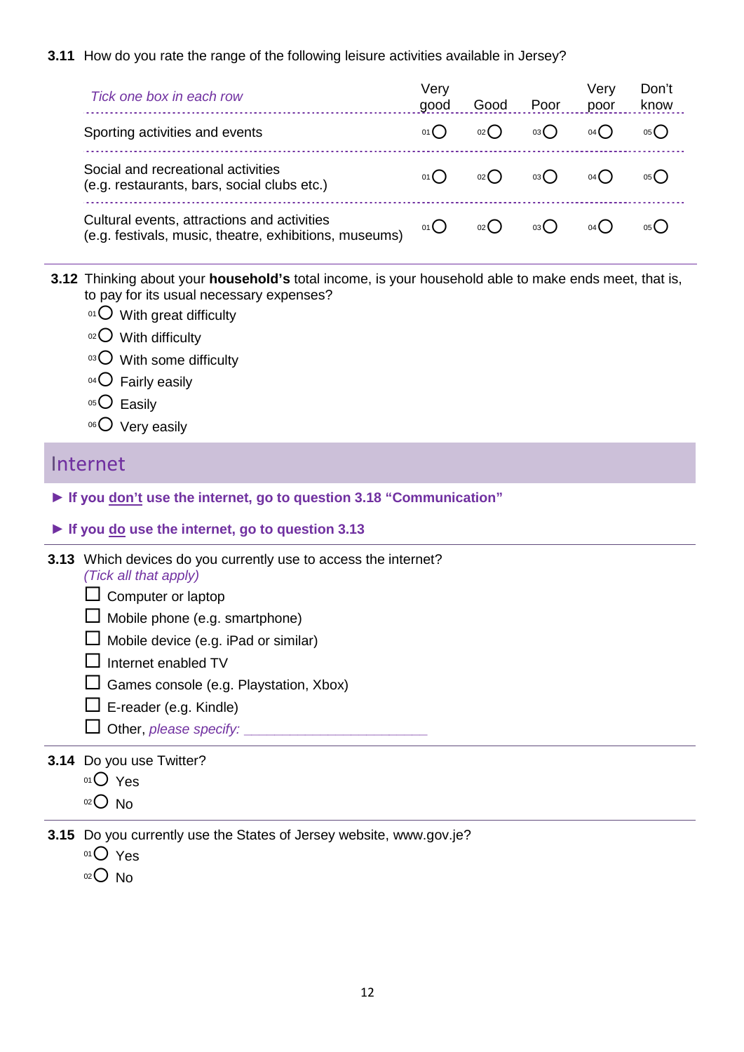**3.11** How do you rate the range of the following leisure activities available in Jersey?

| *Tick one box in each row* | Very good | Good | Poor | Very poor | Don't know |
|---|---|---|---|---|---|
| Sporting activities and events | 01 ○ | 02 ○ | 03 ○ | 04 ○ | 05 ○ |
| Social and recreational activities (e.g. restaurants, bars, social clubs etc.) | 01 ○ | 02 ○ | 03 ○ | 04 ○ | 05 ○ |
| Cultural events, attractions and activities (e.g. festivals, music, theatre, exhibitions, museums) | 01 ○ | 02 ○ | 03 ○ | 04 ○ | 05 ○ |

**3.12** Thinking about your **household's** total income, is your household able to make ends meet, that is, to pay for its usual necessary expenses?

- 01 ○ With great difficulty
- 02 ○ With difficulty
- 03 ○ With some difficulty
- 04 ○ Fairly easily
- 05 ○ Easily
- 06 ○ Very easily

## Internet

► **If you don't use the internet, go to question 3.18 "Communication"**

► **If you do use the internet, go to question 3.13**

**3.13** Which devices do you currently use to access the internet?
*(Tick all that apply)*

- ☐ Computer or laptop
- ☐ Mobile phone (e.g. smartphone)
- ☐ Mobile device (e.g. iPad or similar)
- ☐ Internet enabled TV
- ☐ Games console (e.g. Playstation, Xbox)
- ☐ E-reader (e.g. Kindle)
- ☐ Other, *please specify:* ________________________

**3.14** Do you use Twitter?

- 01 ○ Yes
- 02 ○ No

**3.15** Do you currently use the States of Jersey website, www.gov.je?

- 01 ○ Yes
- 02 ○ No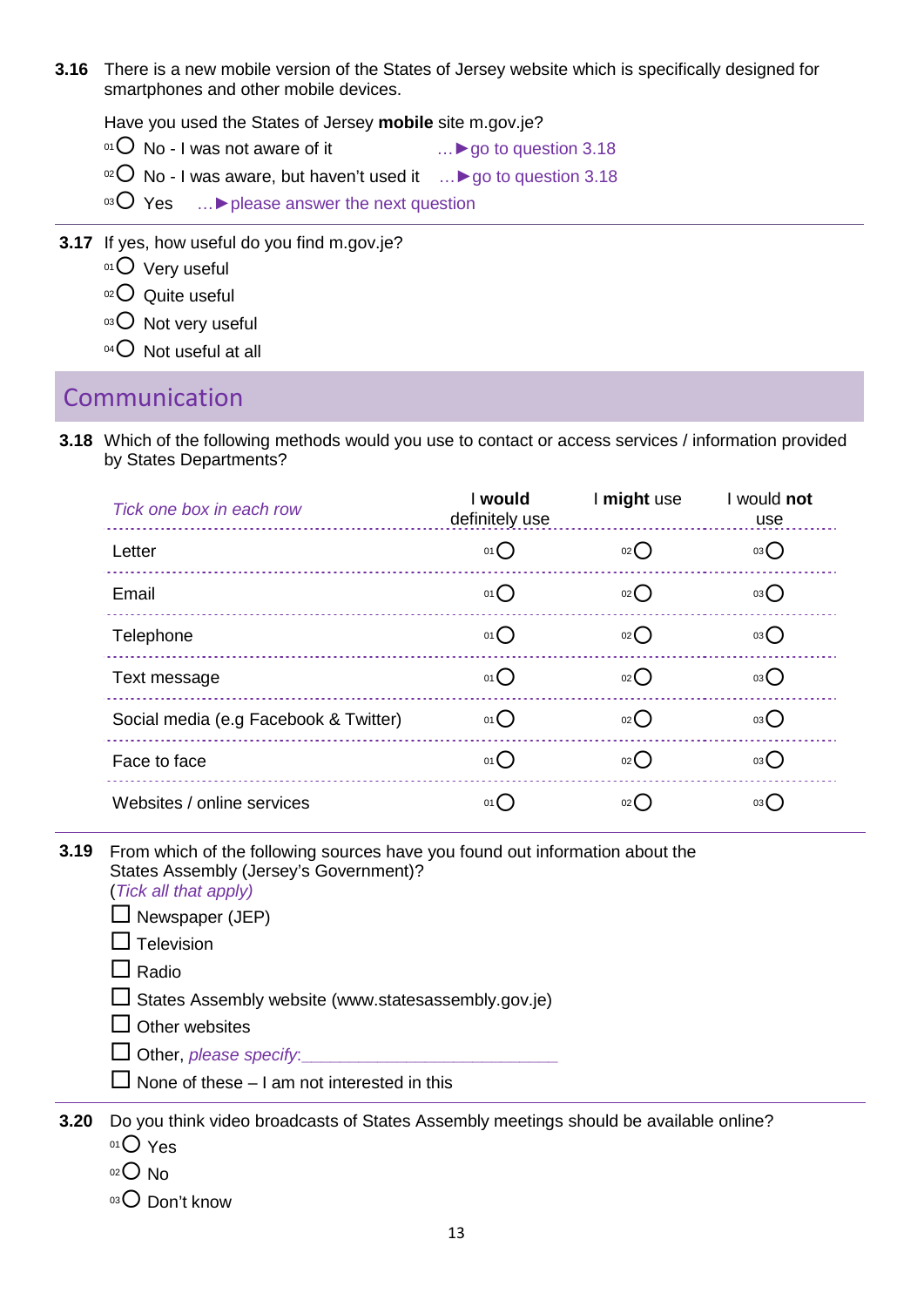**3.16** There is a new mobile version of the States of Jersey website which is specifically designed for smartphones and other mobile devices.

Have you used the States of Jersey **mobile** site m.gov.je?

- 01 ◯ No - I was not aware of it …▶go to question 3.18
- 02 ◯ No - I was aware, but haven't used it …▶go to question 3.18
- 03 ◯ Yes …▶please answer the next question

**3.17** If yes, how useful do you find m.gov.je?

- 01 ◯ Very useful
- 02 ◯ Quite useful
- 03 ◯ Not very useful
- 04 ◯ Not useful at all

## Communication

**3.18** Which of the following methods would you use to contact or access services / information provided by States Departments?

| *Tick one box in each row* | I **would** definitely use | I **might** use | I would **not** use |
|---|---|---|---|
| Letter | 01 ◯ | 02 ◯ | 03 ◯ |
| Email | 01 ◯ | 02 ◯ | 03 ◯ |
| Telephone | 01 ◯ | 02 ◯ | 03 ◯ |
| Text message | 01 ◯ | 02 ◯ | 03 ◯ |
| Social media (e.g Facebook & Twitter) | 01 ◯ | 02 ◯ | 03 ◯ |
| Face to face | 01 ◯ | 02 ◯ | 03 ◯ |
| Websites / online services | 01 ◯ | 02 ◯ | 03 ◯ |

**3.19** From which of the following sources have you found out information about the States Assembly (Jersey's Government)?
(*Tick all that apply*)

- ☐ Newspaper (JEP)
- ☐ Television
- ☐ Radio
- ☐ States Assembly website (www.statesassembly.gov.je)
- ☐ Other websites
- ☐ Other, *please specify*:____________________________
- ☐ None of these – I am not interested in this

**3.20** Do you think video broadcasts of States Assembly meetings should be available online?

- 01 ◯ Yes
- 02 ◯ No
- 03 ◯ Don't know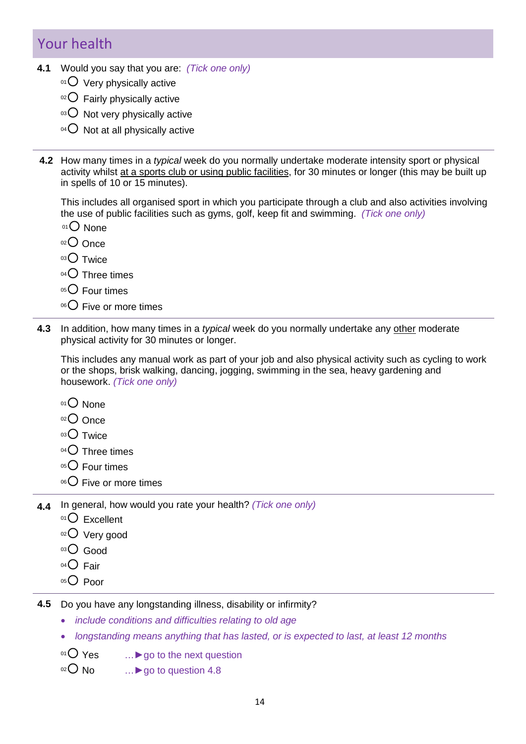## Your health

**4.1** Would you say that you are: *(Tick one only)*

- 01 ○ Very physically active
- 02 ○ Fairly physically active
- 03 ○ Not very physically active
- 04 ○ Not at all physically active

---

**4.2** How many times in a *typical* week do you normally undertake moderate intensity sport or physical activity whilst at a sports club or using public facilities, for 30 minutes or longer (this may be built up in spells of 10 or 15 minutes).

This includes all organised sport in which you participate through a club and also activities involving the use of public facilities such as gyms, golf, keep fit and swimming. *(Tick one only)*

- 01 ○ None
- 02 ○ Once
- 03 ○ Twice
- 04 ○ Three times
- 05 ○ Four times
- 06 ○ Five or more times

---

**4.3** In addition, how many times in a *typical* week do you normally undertake any other moderate physical activity for 30 minutes or longer.

This includes any manual work as part of your job and also physical activity such as cycling to work or the shops, brisk walking, dancing, jogging, swimming in the sea, heavy gardening and housework. *(Tick one only)*

- 01 ○ None
- 02 ○ Once
- 03 ○ Twice
- 04 ○ Three times
- 05 ○ Four times
- 06 ○ Five or more times

---

**4.4** In general, how would you rate your health? *(Tick one only)*

- 01 ○ Excellent
- 02 ○ Very good
- 03 ○ Good
- 04 ○ Fair
- 05 ○ Poor

---

**4.5** Do you have any longstanding illness, disability or infirmity?

- *include conditions and difficulties relating to old age*
- *longstanding means anything that has lasted, or is expected to last, at least 12 months*

01 ○ Yes …►go to the next question

02 ○ No …►go to question 4.8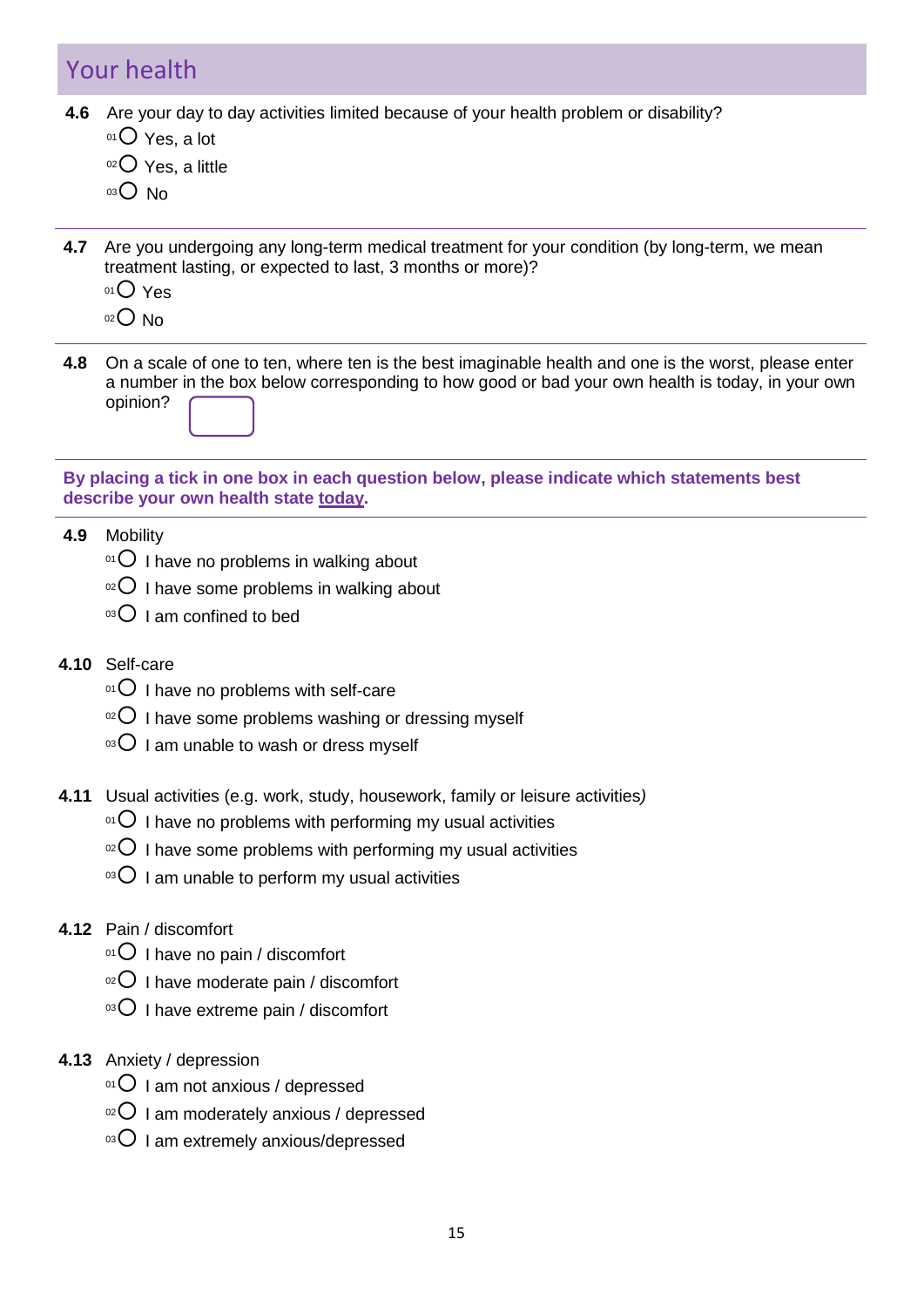## Your health

**4.6** Are your day to day activities limited because of your health problem or disability?

- 01 ○ Yes, a lot
- 02 ○ Yes, a little
- 03 ○ No

---

**4.7** Are you undergoing any long-term medical treatment for your condition (by long-term, we mean treatment lasting, or expected to last, 3 months or more)?

- 01 ○ Yes
- 02 ○ No

---

**4.8** On a scale of one to ten, where ten is the best imaginable health and one is the worst, please enter a number in the box below corresponding to how good or bad your own health is today, in your own opinion? [ ]

---

**By placing a tick in one box in each question below, please indicate which statements best describe your own health state today.**

---

**4.9** Mobility

- 01 ○ I have no problems in walking about
- 02 ○ I have some problems in walking about
- 03 ○ I am confined to bed

**4.10** Self-care

- 01 ○ I have no problems with self-care
- 02 ○ I have some problems washing or dressing myself
- 03 ○ I am unable to wash or dress myself

**4.11** Usual activities (e.g. work, study, housework, family or leisure activities)

- 01 ○ I have no problems with performing my usual activities
- 02 ○ I have some problems with performing my usual activities
- 03 ○ I am unable to perform my usual activities

**4.12** Pain / discomfort

- 01 ○ I have no pain / discomfort
- 02 ○ I have moderate pain / discomfort
- 03 ○ I have extreme pain / discomfort

**4.13** Anxiety / depression

- 01 ○ I am not anxious / depressed
- 02 ○ I am moderately anxious / depressed
- 03 ○ I am extremely anxious/depressed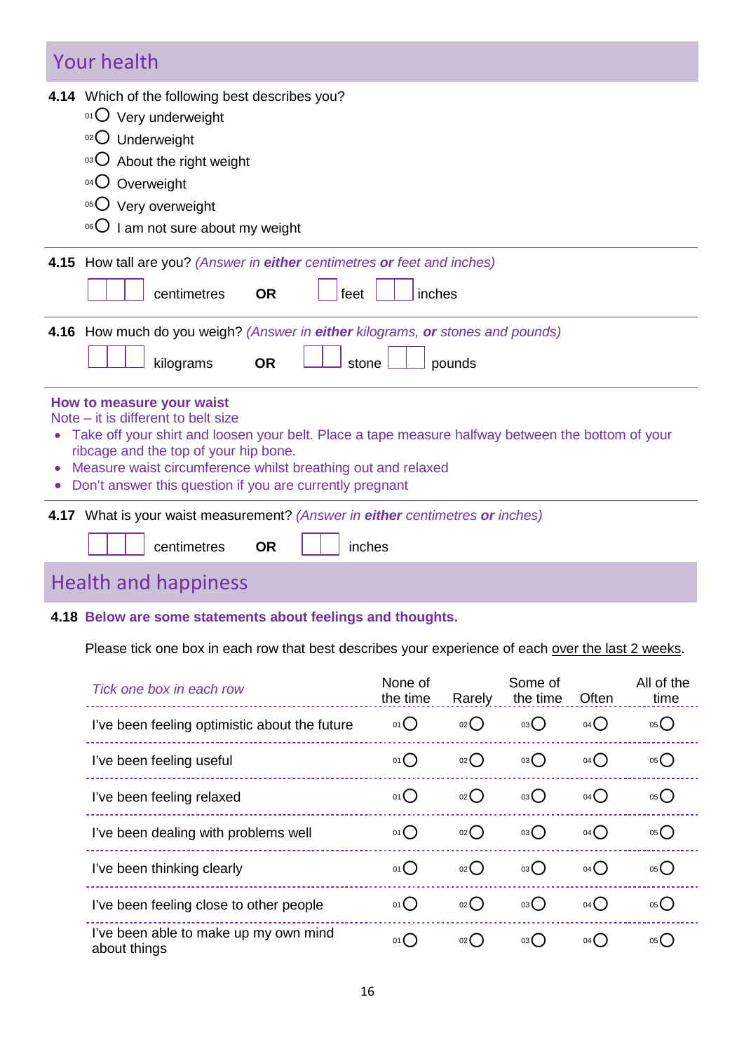## Your health

**4.14** Which of the following best describes you?

- 01 ◯ Very underweight
- 02 ◯ Underweight
- 03 ◯ About the right weight
- 04 ◯ Overweight
- 05 ◯ Very overweight
- 06 ◯ I am not sure about my weight

**4.15** How tall are you? *(Answer in **either** centimetres **or** feet and inches)*

☐☐☐ centimetres **OR** ☐ feet ☐☐ inches

**4.16** How much do you weigh? *(Answer in **either** kilograms, **or** stones and pounds)*

☐☐☐ kilograms **OR** ☐☐ stone ☐☐ pounds

**How to measure your waist**

Note – it is different to belt size

- Take off your shirt and loosen your belt. Place a tape measure halfway between the bottom of your ribcage and the top of your hip bone.
- Measure waist circumference whilst breathing out and relaxed
- Don't answer this question if you are currently pregnant

**4.17** What is your waist measurement? *(Answer in **either** centimetres **or** inches)*

☐☐☐ centimetres **OR** ☐☐ inches

## Health and happiness

**4.18 Below are some statements about feelings and thoughts.**

Please tick one box in each row that best describes your experience of each over the last 2 weeks.

| *Tick one box in each row* | None of the time | Rarely | Some of the time | Often | All of the time |
|---|---|---|---|---|---|
| I've been feeling optimistic about the future | 01 ◯ | 02 ◯ | 03 ◯ | 04 ◯ | 05 ◯ |
| I've been feeling useful | 01 ◯ | 02 ◯ | 03 ◯ | 04 ◯ | 05 ◯ |
| I've been feeling relaxed | 01 ◯ | 02 ◯ | 03 ◯ | 04 ◯ | 05 ◯ |
| I've been dealing with problems well | 01 ◯ | 02 ◯ | 03 ◯ | 04 ◯ | 05 ◯ |
| I've been thinking clearly | 01 ◯ | 02 ◯ | 03 ◯ | 04 ◯ | 05 ◯ |
| I've been feeling close to other people | 01 ◯ | 02 ◯ | 03 ◯ | 04 ◯ | 05 ◯ |
| I've been able to make up my own mind about things | 01 ◯ | 02 ◯ | 03 ◯ | 04 ◯ | 05 ◯ |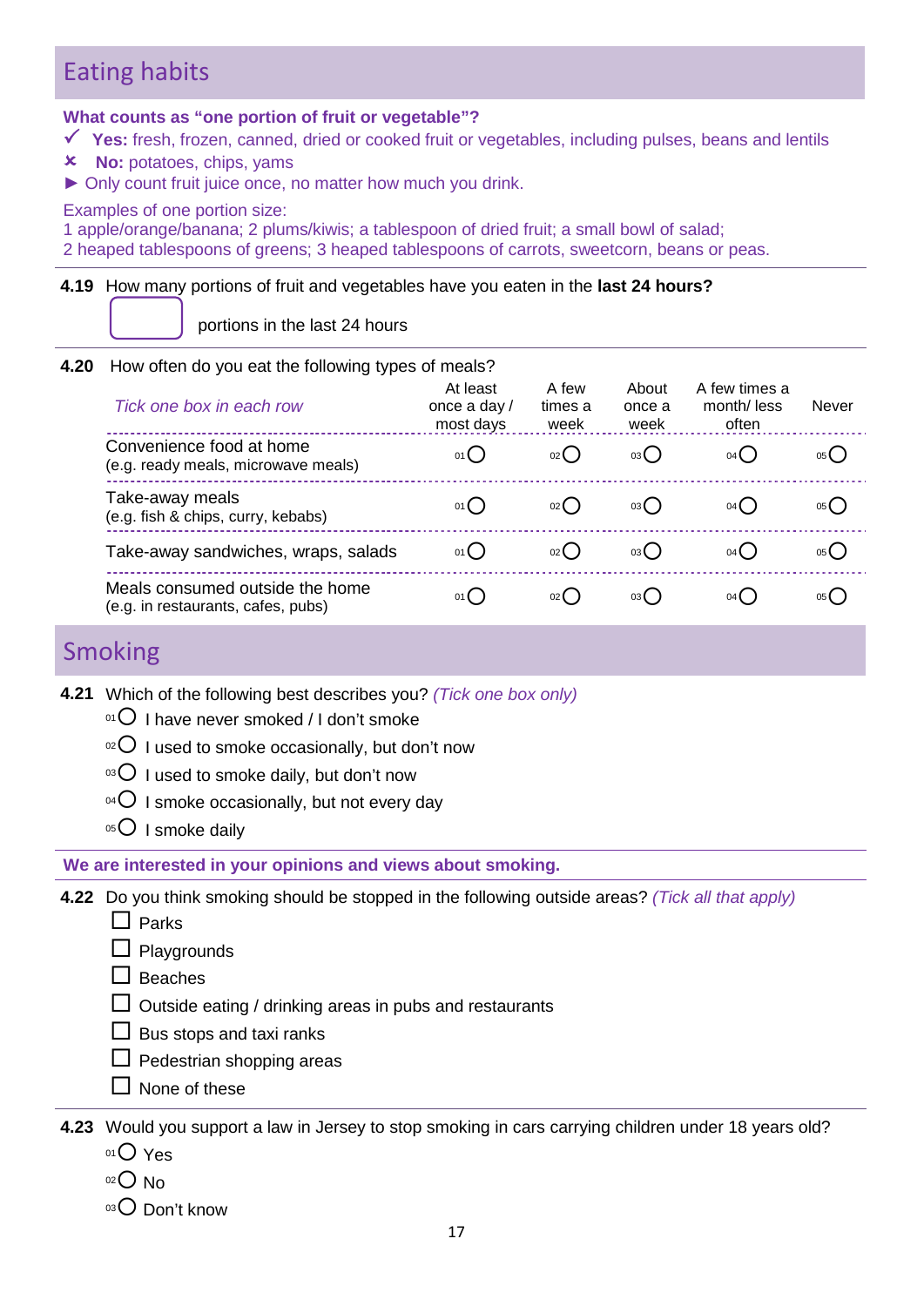## Eating habits

**What counts as "one portion of fruit or vegetable"?**

✓ **Yes:** fresh, frozen, canned, dried or cooked fruit or vegetables, including pulses, beans and lentils

✗ **No:** potatoes, chips, yams

► Only count fruit juice once, no matter how much you drink.

Examples of one portion size:
1 apple/orange/banana; 2 plums/kiwis; a tablespoon of dried fruit; a small bowl of salad;
2 heaped tablespoons of greens; 3 heaped tablespoons of carrots, sweetcorn, beans or peas.

**4.19** How many portions of fruit and vegetables have you eaten in the **last 24 hours?**

☐ portions in the last 24 hours

**4.20** How often do you eat the following types of meals?

| *Tick one box in each row* | At least once a day / most days | A few times a week | About once a week | A few times a month/ less often | Never |
|---|---|---|---|---|---|
| Convenience food at home (e.g. ready meals, microwave meals) | 01 ○ | 02 ○ | 03 ○ | 04 ○ | 05 ○ |
| Take-away meals (e.g. fish & chips, curry, kebabs) | 01 ○ | 02 ○ | 03 ○ | 04 ○ | 05 ○ |
| Take-away sandwiches, wraps, salads | 01 ○ | 02 ○ | 03 ○ | 04 ○ | 05 ○ |
| Meals consumed outside the home (e.g. in restaurants, cafes, pubs) | 01 ○ | 02 ○ | 03 ○ | 04 ○ | 05 ○ |

## Smoking

**4.21** Which of the following best describes you? *(Tick one box only)*

- 01 ○ I have never smoked / I don't smoke
- 02 ○ I used to smoke occasionally, but don't now
- 03 ○ I used to smoke daily, but don't now
- 04 ○ I smoke occasionally, but not every day
- 05 ○ I smoke daily

**We are interested in your opinions and views about smoking.**

**4.22** Do you think smoking should be stopped in the following outside areas? *(Tick all that apply)*

- ☐ Parks
- ☐ Playgrounds
- ☐ Beaches
- ☐ Outside eating / drinking areas in pubs and restaurants
- ☐ Bus stops and taxi ranks
- ☐ Pedestrian shopping areas
- ☐ None of these

**4.23** Would you support a law in Jersey to stop smoking in cars carrying children under 18 years old?

- 01 ○ Yes
- 02 ○ No
- 03 ○ Don't know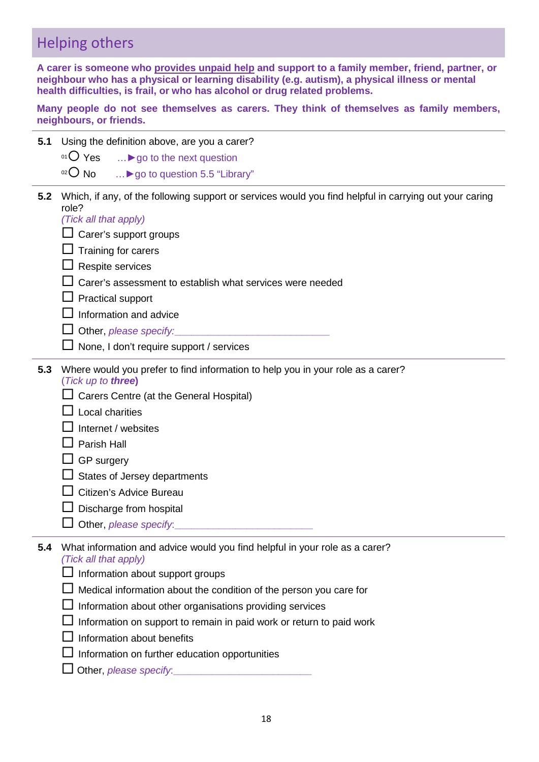## Helping others

**A carer is someone who <u>provides unpaid help</u> and support to a family member, friend, partner, or neighbour who has a physical or learning disability (e.g. autism), a physical illness or mental health difficulties, is frail, or who has alcohol or drug related problems.**

**Many people do not see themselves as carers. They think of themselves as family members, neighbours, or friends.**

---

**5.1** Using the definition above, are you a carer?

- 01 ○ Yes …►go to the next question
- 02 ○ No …►go to question 5.5 "Library"

---

**5.2** Which, if any, of the following support or services would you find helpful in carrying out your caring role?
*(Tick all that apply)*

- ☐ Carer's support groups
- ☐ Training for carers
- ☐ Respite services
- ☐ Carer's assessment to establish what services were needed
- ☐ Practical support
- ☐ Information and advice
- ☐ Other, *please specify:*_____________________________
- ☐ None, I don't require support / services

---

**5.3** Where would you prefer to find information to help you in your role as a carer?
(*Tick up to* ***three***)

- ☐ Carers Centre (at the General Hospital)
- ☐ Local charities
- ☐ Internet / websites
- ☐ Parish Hall
- ☐ GP surgery
- ☐ States of Jersey departments
- ☐ Citizen's Advice Bureau
- ☐ Discharge from hospital
- ☐ Other, *please specify*:_________________________

---

**5.4** What information and advice would you find helpful in your role as a carer?
*(Tick all that apply)*

- ☐ Information about support groups
- ☐ Medical information about the condition of the person you care for
- ☐ Information about other organisations providing services
- ☐ Information on support to remain in paid work or return to paid work
- ☐ Information about benefits
- ☐ Information on further education opportunities
- ☐ Other, *please specify*:_________________________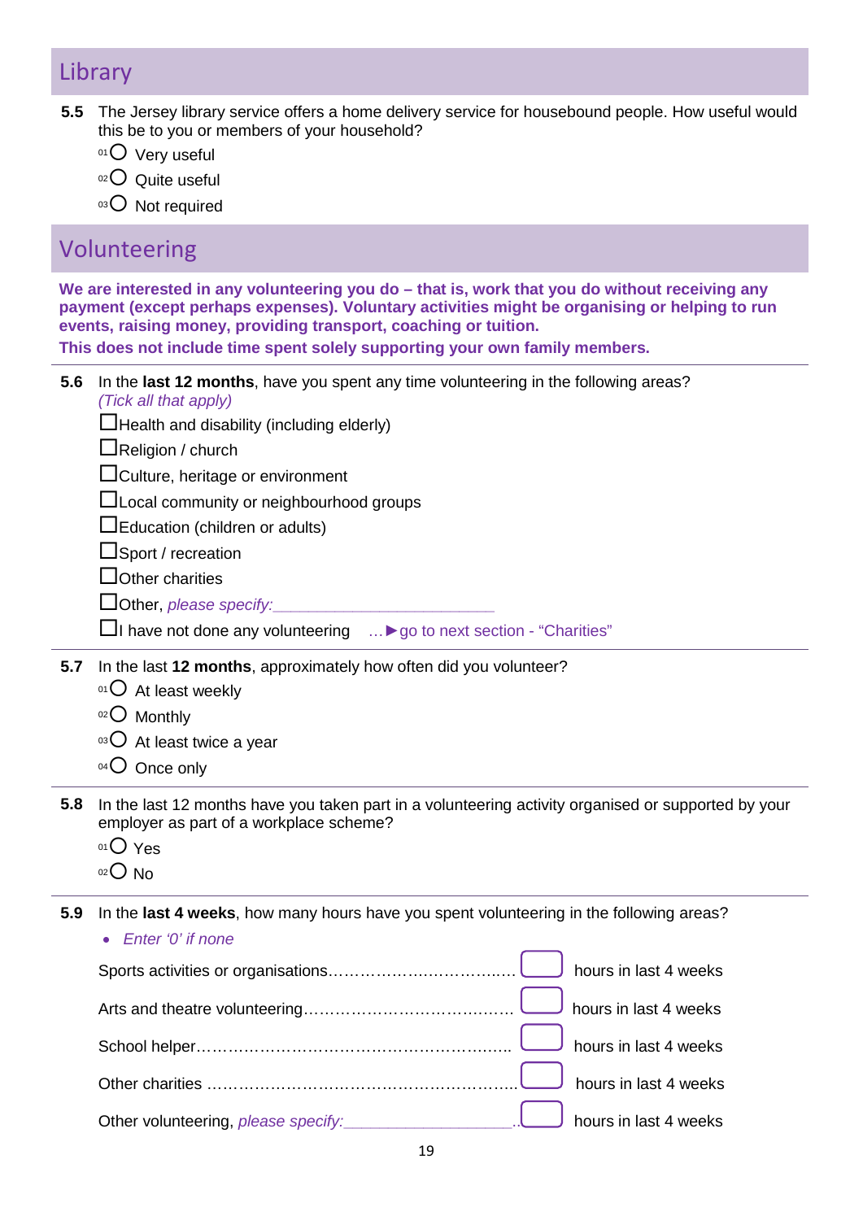## Library

**5.5** The Jersey library service offers a home delivery service for housebound people. How useful would this be to you or members of your household?

- 01 ○ Very useful
- 02 ○ Quite useful
- 03 ○ Not required

## Volunteering

**We are interested in any volunteering you do – that is, work that you do without receiving any payment (except perhaps expenses). Voluntary activities might be organising or helping to run events, raising money, providing transport, coaching or tuition.**

**This does not include time spent solely supporting your own family members.**

**5.6** In the **last 12 months**, have you spent any time volunteering in the following areas?
*(Tick all that apply)*

- ☐ Health and disability (including elderly)
- ☐ Religion / church
- ☐ Culture, heritage or environment
- ☐ Local community or neighbourhood groups
- ☐ Education (children or adults)
- ☐ Sport / recreation
- ☐ Other charities
- ☐ Other, *please specify:*\_\_\_\_\_\_\_\_\_\_\_\_\_\_\_\_\_\_\_\_\_\_\_\_\_
- ☐ I have not done any volunteering … ►go to next section - "Charities"

**5.7** In the last **12 months**, approximately how often did you volunteer?

- 01 ○ At least weekly
- 02 ○ Monthly
- 03 ○ At least twice a year
- 04 ○ Once only

**5.8** In the last 12 months have you taken part in a volunteering activity organised or supported by your employer as part of a workplace scheme?

- 01 ○ Yes
- 02 ○ No

**5.9** In the **last 4 weeks**, how many hours have you spent volunteering in the following areas?

- *Enter '0' if none*

Sports activities or organisations…………………………… ☐ hours in last 4 weeks

Arts and theatre volunteering………………………………… ☐ hours in last 4 weeks

School helper…………………………………………………… ☐ hours in last 4 weeks

Other charities ………………………………………………… ☐ hours in last 4 weeks

Other volunteering, *please specify:*\_\_\_\_\_\_\_\_\_\_\_\_\_\_\_\_\_\_\_\_ ☐ hours in last 4 weeks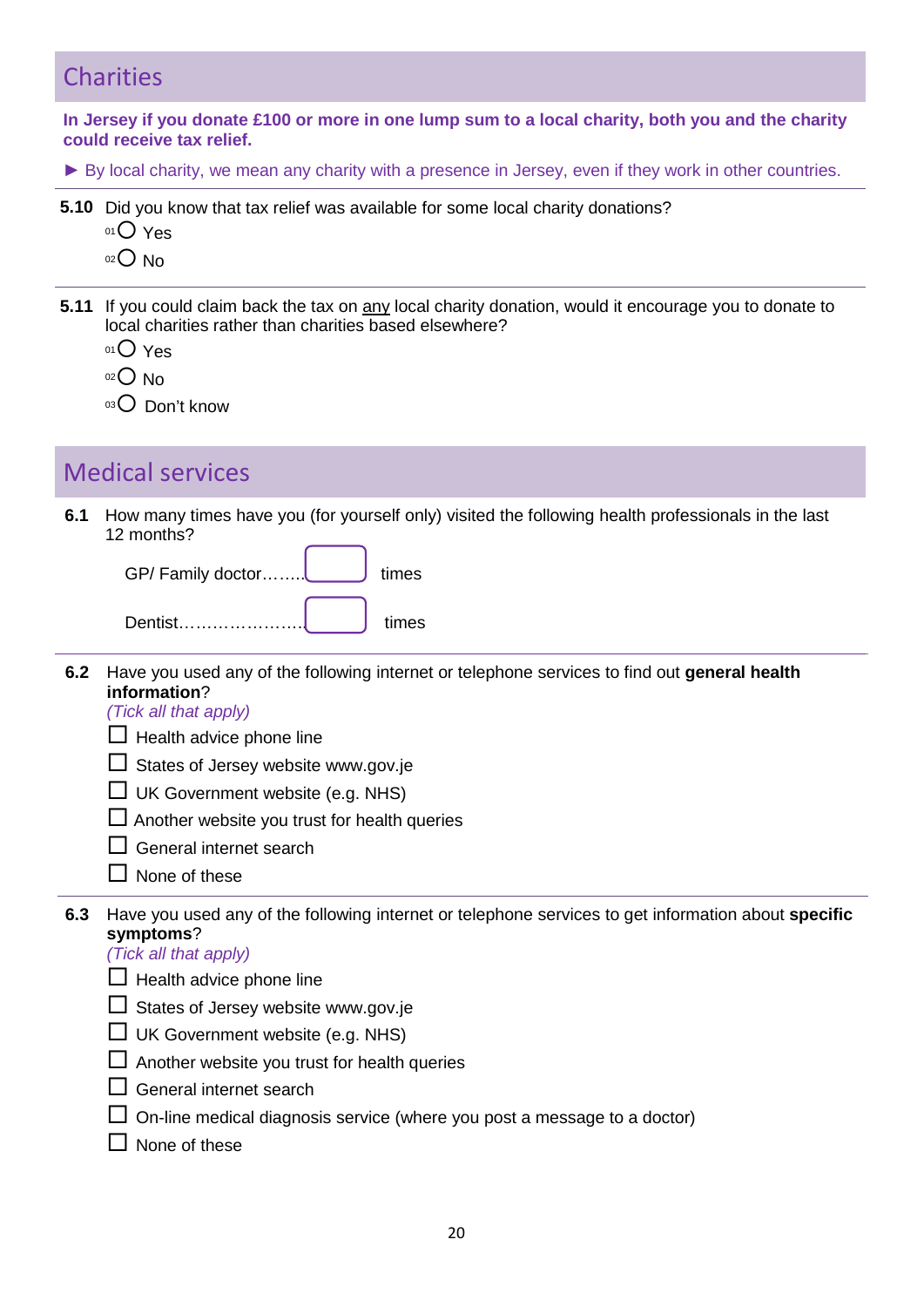## Charities

**In Jersey if you donate £100 or more in one lump sum to a local charity, both you and the charity could receive tax relief.**

► By local charity, we mean any charity with a presence in Jersey, even if they work in other countries.

**5.10** Did you know that tax relief was available for some local charity donations?

- 01 ○ Yes
- 02 ○ No

**5.11** If you could claim back the tax on any local charity donation, would it encourage you to donate to local charities rather than charities based elsewhere?

- 01 ○ Yes
- 02 ○ No
- 03 ○ Don't know

## Medical services

**6.1** How many times have you (for yourself only) visited the following health professionals in the last 12 months?

GP/ Family doctor……..[ ] times

Dentist…………………..[ ] times

**6.2** Have you used any of the following internet or telephone services to find out **general health information**?

*(Tick all that apply)*

- ☐ Health advice phone line
- ☐ States of Jersey website www.gov.je
- ☐ UK Government website (e.g. NHS)
- ☐ Another website you trust for health queries
- ☐ General internet search
- ☐ None of these

**6.3** Have you used any of the following internet or telephone services to get information about **specific symptoms**?

*(Tick all that apply)*

- ☐ Health advice phone line
- ☐ States of Jersey website www.gov.je
- ☐ UK Government website (e.g. NHS)
- ☐ Another website you trust for health queries
- ☐ General internet search
- ☐ On-line medical diagnosis service (where you post a message to a doctor)
- ☐ None of these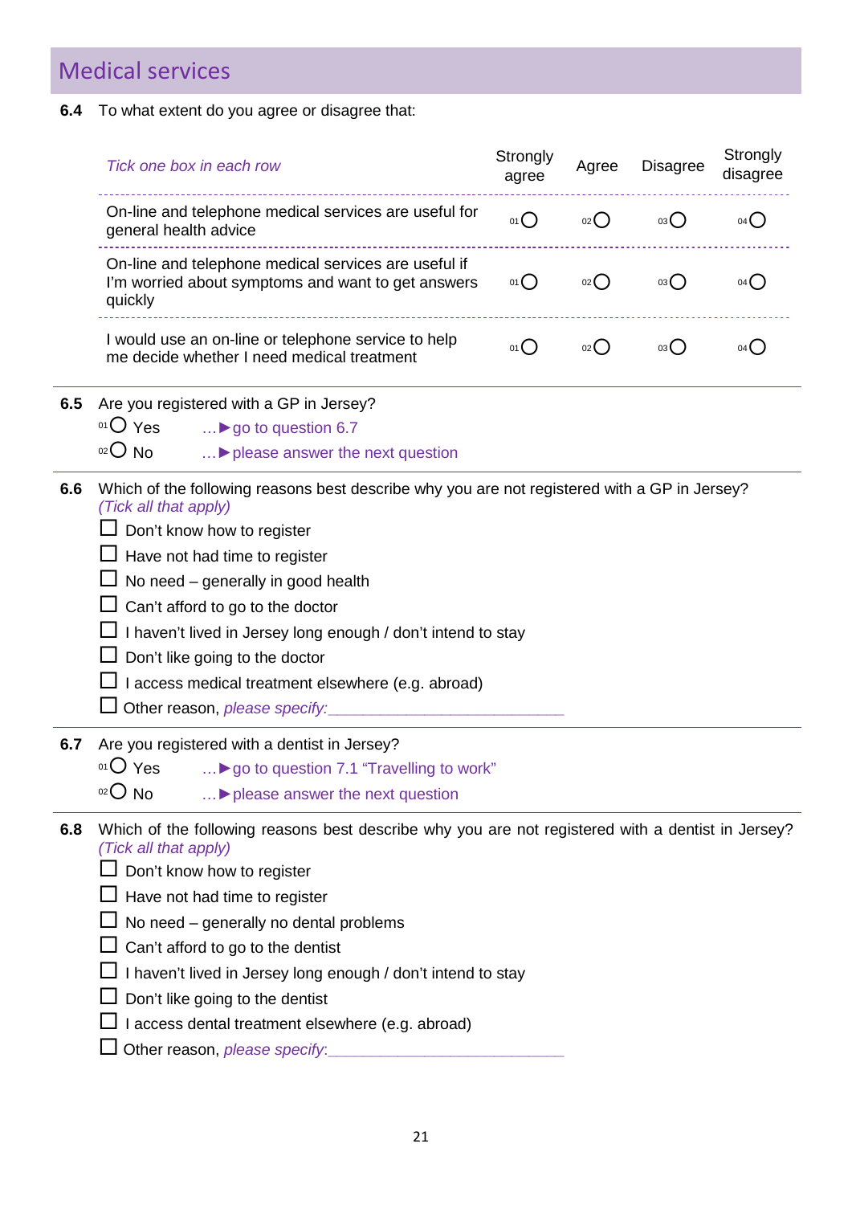## Medical services

**6.4** To what extent do you agree or disagree that:

| *Tick one box in each row* | Strongly agree | Agree | Disagree | Strongly disagree |
|---|---|---|---|---|
| On-line and telephone medical services are useful for general health advice | 01 ○ | 02 ○ | 03 ○ | 04 ○ |
| On-line and telephone medical services are useful if I'm worried about symptoms and want to get answers quickly | 01 ○ | 02 ○ | 03 ○ | 04 ○ |
| I would use an on-line or telephone service to help me decide whether I need medical treatment | 01 ○ | 02 ○ | 03 ○ | 04 ○ |

**6.5** Are you registered with a GP in Jersey?

01 ○ Yes …►go to question 6.7

02 ○ No …►please answer the next question

**6.6** Which of the following reasons best describe why you are not registered with a GP in Jersey? *(Tick all that apply)*

- ☐ Don't know how to register
- ☐ Have not had time to register
- ☐ No need – generally in good health
- ☐ Can't afford to go to the doctor
- ☐ I haven't lived in Jersey long enough / don't intend to stay
- ☐ Don't like going to the doctor
- ☐ I access medical treatment elsewhere (e.g. abroad)
- ☐ Other reason, *please specify:*___________________________

**6.7** Are you registered with a dentist in Jersey?

01 ○ Yes …►go to question 7.1 "Travelling to work"

02 ○ No …►please answer the next question

**6.8** Which of the following reasons best describe why you are not registered with a dentist in Jersey? *(Tick all that apply)*

- ☐ Don't know how to register
- ☐ Have not had time to register
- ☐ No need – generally no dental problems
- ☐ Can't afford to go to the dentist
- ☐ I haven't lived in Jersey long enough / don't intend to stay
- ☐ Don't like going to the dentist
- ☐ I access dental treatment elsewhere (e.g. abroad)
- ☐ Other reason, *please specify:*___________________________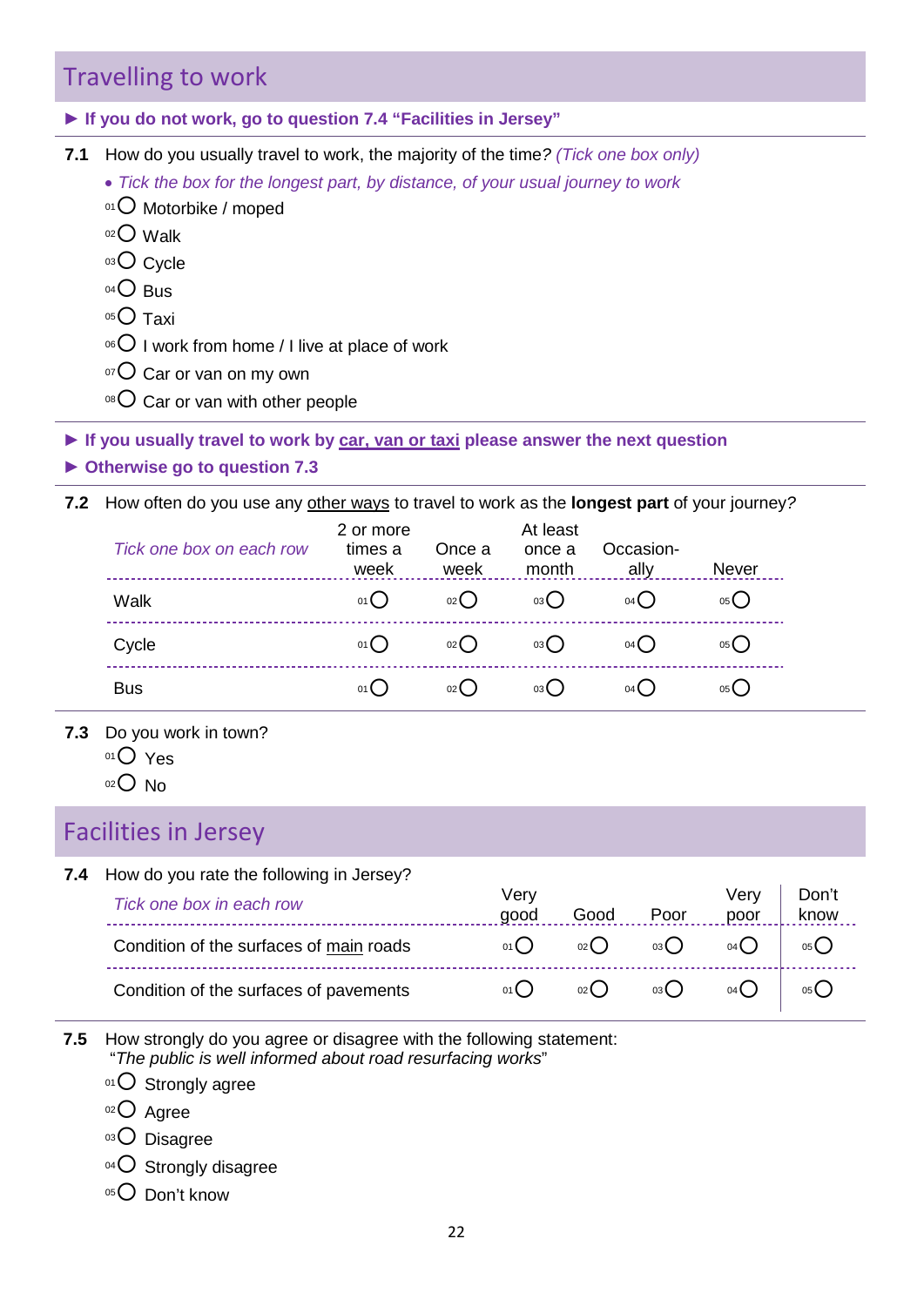## Travelling to work

► **If you do not work, go to question 7.4 "Facilities in Jersey"**

**7.1** How do you usually travel to work, the majority of the time? *(Tick one box only)*

- *Tick the box for the longest part, by distance, of your usual journey to work*

01 ○ Motorbike / moped
02 ○ Walk
03 ○ Cycle
04 ○ Bus
05 ○ Taxi
06 ○ I work from home / I live at place of work
07 ○ Car or van on my own
08 ○ Car or van with other people

► **If you usually travel to work by car, van or taxi please answer the next question**
► **Otherwise go to question 7.3**

**7.2** How often do you use any other ways to travel to work as the **longest part** of your journey?

| *Tick one box on each row* | 2 or more times a week | Once a week | At least once a month | Occasion-ally | Never |
|---|---|---|---|---|---|
| Walk | 01 ○ | 02 ○ | 03 ○ | 04 ○ | 05 ○ |
| Cycle | 01 ○ | 02 ○ | 03 ○ | 04 ○ | 05 ○ |
| Bus | 01 ○ | 02 ○ | 03 ○ | 04 ○ | 05 ○ |

**7.3** Do you work in town?

01 ○ Yes
02 ○ No

## Facilities in Jersey

**7.4** How do you rate the following in Jersey?

| *Tick one box in each row* | Very good | Good | Poor | Very poor | Don't know |
|---|---|---|---|---|---|
| Condition of the surfaces of main roads | 01 ○ | 02 ○ | 03 ○ | 04 ○ | 05 ○ |
| Condition of the surfaces of pavements | 01 ○ | 02 ○ | 03 ○ | 04 ○ | 05 ○ |

**7.5** How strongly do you agree or disagree with the following statement:
"*The public is well informed about road resurfacing works*"

01 ○ Strongly agree
02 ○ Agree
03 ○ Disagree
04 ○ Strongly disagree
05 ○ Don't know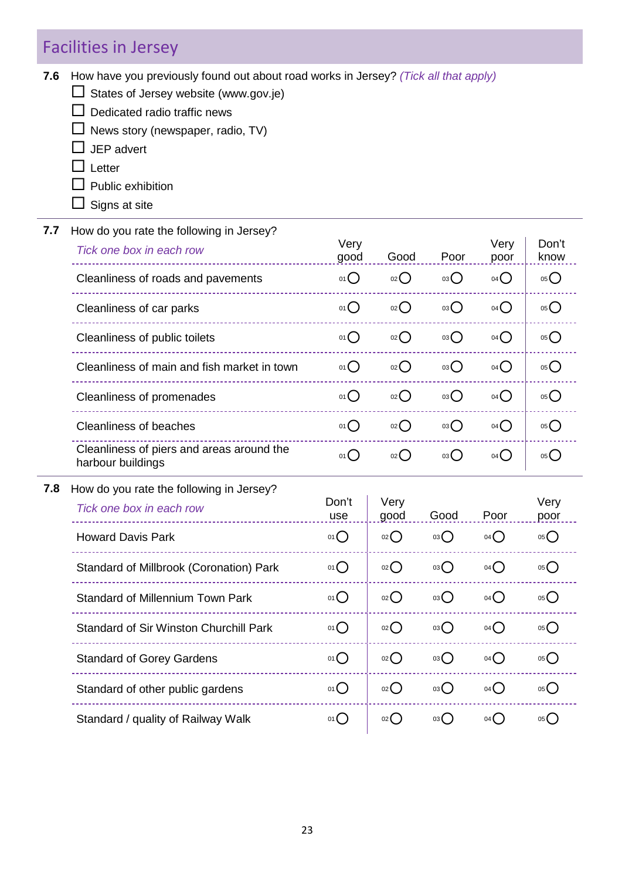## Facilities in Jersey

**7.6** How have you previously found out about road works in Jersey? *(Tick all that apply)*

- ☐ States of Jersey website (www.gov.je)
- ☐ Dedicated radio traffic news
- ☐ News story (newspaper, radio, TV)
- ☐ JEP advert
- ☐ Letter
- ☐ Public exhibition
- ☐ Signs at site

**7.7** How do you rate the following in Jersey?

*Tick one box in each row*

| | Very good | Good | Poor | Very poor | Don't know |
|---|---|---|---|---|---|
| Cleanliness of roads and pavements | 01 ○ | 02 ○ | 03 ○ | 04 ○ | 05 ○ |
| Cleanliness of car parks | 01 ○ | 02 ○ | 03 ○ | 04 ○ | 05 ○ |
| Cleanliness of public toilets | 01 ○ | 02 ○ | 03 ○ | 04 ○ | 05 ○ |
| Cleanliness of main and fish market in town | 01 ○ | 02 ○ | 03 ○ | 04 ○ | 05 ○ |
| Cleanliness of promenades | 01 ○ | 02 ○ | 03 ○ | 04 ○ | 05 ○ |
| Cleanliness of beaches | 01 ○ | 02 ○ | 03 ○ | 04 ○ | 05 ○ |
| Cleanliness of piers and areas around the harbour buildings | 01 ○ | 02 ○ | 03 ○ | 04 ○ | 05 ○ |

**7.8** How do you rate the following in Jersey?

*Tick one box in each row*

| | Don't use | Very good | Good | Poor | Very poor |
|---|---|---|---|---|---|
| Howard Davis Park | 01 ○ | 02 ○ | 03 ○ | 04 ○ | 05 ○ |
| Standard of Millbrook (Coronation) Park | 01 ○ | 02 ○ | 03 ○ | 04 ○ | 05 ○ |
| Standard of Millennium Town Park | 01 ○ | 02 ○ | 03 ○ | 04 ○ | 05 ○ |
| Standard of Sir Winston Churchill Park | 01 ○ | 02 ○ | 03 ○ | 04 ○ | 05 ○ |
| Standard of Gorey Gardens | 01 ○ | 02 ○ | 03 ○ | 04 ○ | 05 ○ |
| Standard of other public gardens | 01 ○ | 02 ○ | 03 ○ | 04 ○ | 05 ○ |
| Standard / quality of Railway Walk | 01 ○ | 02 ○ | 03 ○ | 04 ○ | 05 ○ |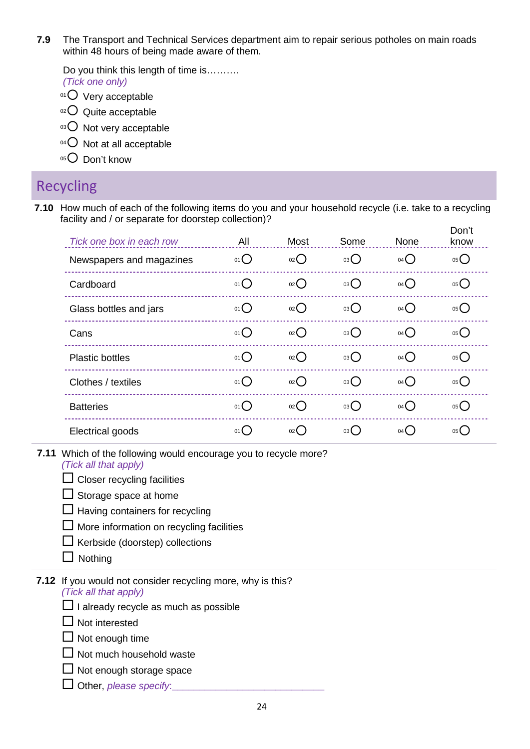**7.9** The Transport and Technical Services department aim to repair serious potholes on main roads within 48 hours of being made aware of them.

Do you think this length of time is……….
*(Tick one only)*

- 01 ○ Very acceptable
- 02 ○ Quite acceptable
- 03 ○ Not very acceptable
- 04 ○ Not at all acceptable
- 05 ○ Don't know

## Recycling

**7.10** How much of each of the following items do you and your household recycle (i.e. take to a recycling facility and / or separate for doorstep collection)?

| *Tick one box in each row* | All | Most | Some | None | Don't know |
|---|---|---|---|---|---|
| Newspapers and magazines | 01 ○ | 02 ○ | 03 ○ | 04 ○ | 05 ○ |
| Cardboard | 01 ○ | 02 ○ | 03 ○ | 04 ○ | 05 ○ |
| Glass bottles and jars | 01 ○ | 02 ○ | 03 ○ | 04 ○ | 05 ○ |
| Cans | 01 ○ | 02 ○ | 03 ○ | 04 ○ | 05 ○ |
| Plastic bottles | 01 ○ | 02 ○ | 03 ○ | 04 ○ | 05 ○ |
| Clothes / textiles | 01 ○ | 02 ○ | 03 ○ | 04 ○ | 05 ○ |
| Batteries | 01 ○ | 02 ○ | 03 ○ | 04 ○ | 05 ○ |
| Electrical goods | 01 ○ | 02 ○ | 03 ○ | 04 ○ | 05 ○ |

**7.11** Which of the following would encourage you to recycle more?
*(Tick all that apply)*

- ☐ Closer recycling facilities
- ☐ Storage space at home
- ☐ Having containers for recycling
- ☐ More information on recycling facilities
- ☐ Kerbside (doorstep) collections
- ☐ Nothing

**7.12** If you would not consider recycling more, why is this?
*(Tick all that apply)*

- ☐ I already recycle as much as possible
- ☐ Not interested
- ☐ Not enough time
- ☐ Not much household waste
- ☐ Not enough storage space
- ☐ Other, *please specify*:____________________________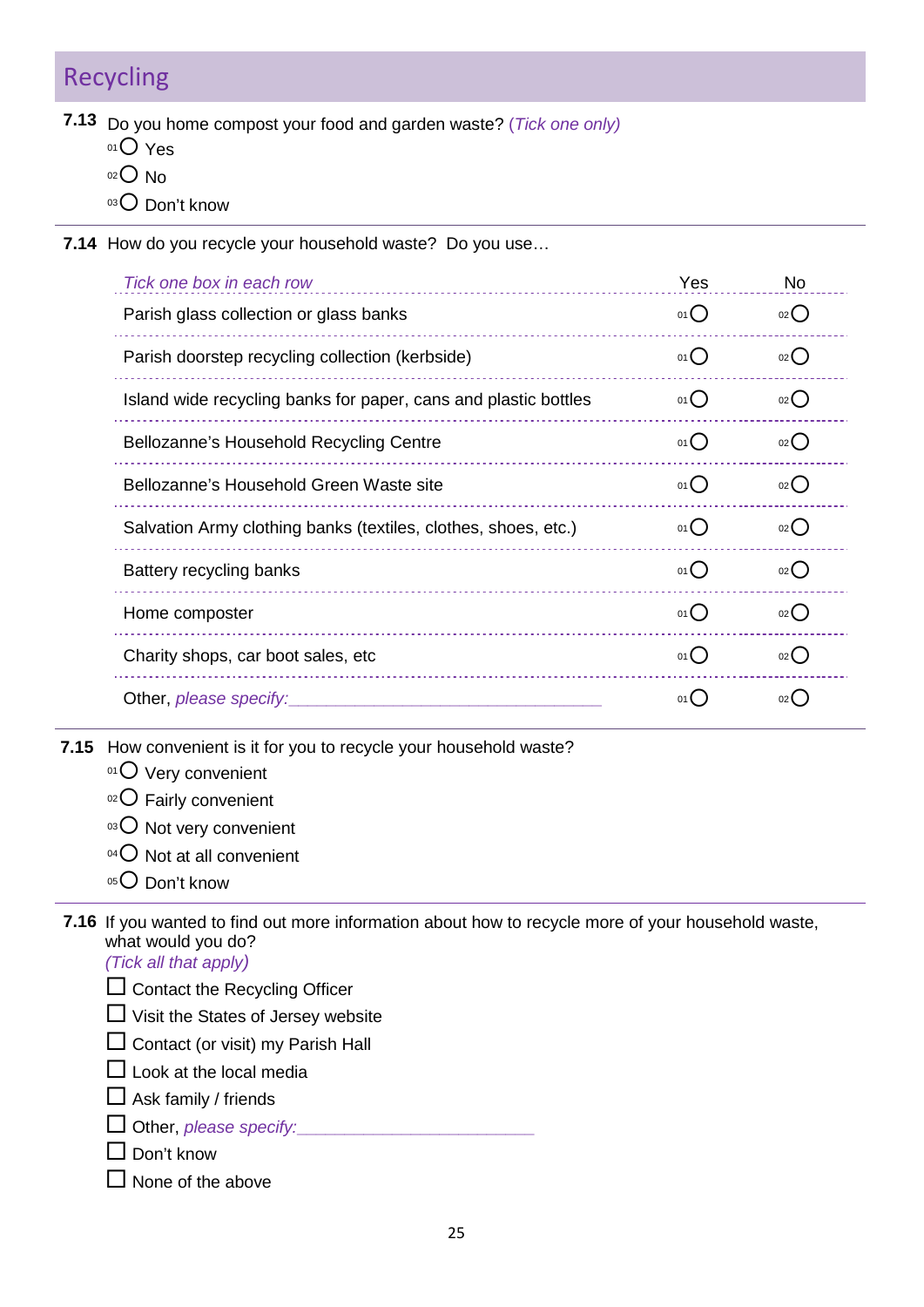## Recycling

**7.13** Do you home compost your food and garden waste? *(Tick one only)*

- 01 ○ Yes
- 02 ○ No
- 03 ○ Don't know

**7.14** How do you recycle your household waste? Do you use…

| *Tick one box in each row* | Yes | No |
|---|---|---|
| Parish glass collection or glass banks | 01 ○ | 02 ○ |
| Parish doorstep recycling collection (kerbside) | 01 ○ | 02 ○ |
| Island wide recycling banks for paper, cans and plastic bottles | 01 ○ | 02 ○ |
| Bellozanne's Household Recycling Centre | 01 ○ | 02 ○ |
| Bellozanne's Household Green Waste site | 01 ○ | 02 ○ |
| Salvation Army clothing banks (textiles, clothes, shoes, etc.) | 01 ○ | 02 ○ |
| Battery recycling banks | 01 ○ | 02 ○ |
| Home composter | 01 ○ | 02 ○ |
| Charity shops, car boot sales, etc | 01 ○ | 02 ○ |
| Other, *please specify:*___________________________________ | 01 ○ | 02 ○ |

**7.15** How convenient is it for you to recycle your household waste?

- 01 ○ Very convenient
- 02 ○ Fairly convenient
- 03 ○ Not very convenient
- 04 ○ Not at all convenient
- 05 ○ Don't know

**7.16** If you wanted to find out more information about how to recycle more of your household waste, what would you do?
*(Tick all that apply)*

- ☐ Contact the Recycling Officer
- ☐ Visit the States of Jersey website
- ☐ Contact (or visit) my Parish Hall
- ☐ Look at the local media
- ☐ Ask family / friends
- ☐ Other, *please specify:*__________________________
- ☐ Don't know
- ☐ None of the above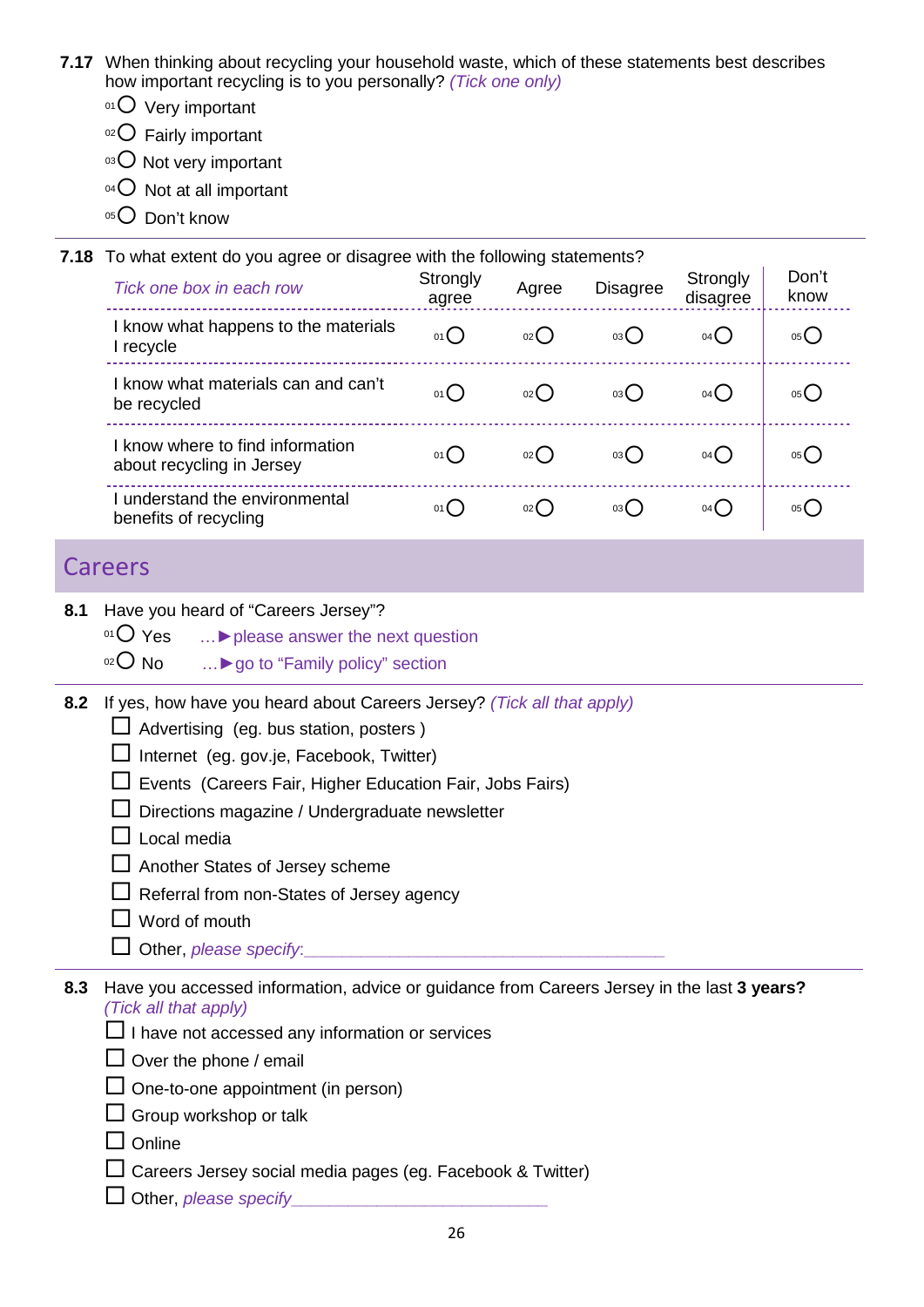**7.17** When thinking about recycling your household waste, which of these statements best describes how important recycling is to you personally? *(Tick one only)*

- 01 ○ Very important
- 02 ○ Fairly important
- 03 ○ Not very important
- 04 ○ Not at all important
- 05 ○ Don't know

**7.18** To what extent do you agree or disagree with the following statements?

| *Tick one box in each row* | Strongly agree | Agree | Disagree | Strongly disagree | Don't know |
|---|---|---|---|---|---|
| I know what happens to the materials I recycle | 01 ○ | 02 ○ | 03 ○ | 04 ○ | 05 ○ |
| I know what materials can and can't be recycled | 01 ○ | 02 ○ | 03 ○ | 04 ○ | 05 ○ |
| I know where to find information about recycling in Jersey | 01 ○ | 02 ○ | 03 ○ | 04 ○ | 05 ○ |
| I understand the environmental benefits of recycling | 01 ○ | 02 ○ | 03 ○ | 04 ○ | 05 ○ |

## Careers

**8.1** Have you heard of "Careers Jersey"?

- 01 ○ Yes …► please answer the next question
- 02 ○ No …► go to "Family policy" section

**8.2** If yes, how have you heard about Careers Jersey? *(Tick all that apply)*

- ☐ Advertising (eg. bus station, posters )
- ☐ Internet (eg. gov.je, Facebook, Twitter)
- ☐ Events (Careers Fair, Higher Education Fair, Jobs Fairs)
- ☐ Directions magazine / Undergraduate newsletter
- ☐ Local media
- ☐ Another States of Jersey scheme
- ☐ Referral from non-States of Jersey agency
- ☐ Word of mouth
- ☐ Other, *please specify*:______________________________

**8.3** Have you accessed information, advice or guidance from Careers Jersey in the last **3 years?** *(Tick all that apply)*

- ☐ I have not accessed any information or services
- ☐ Over the phone / email
- ☐ One-to-one appointment (in person)
- ☐ Group workshop or talk
- ☐ Online
- ☐ Careers Jersey social media pages (eg. Facebook & Twitter)
- ☐ Other, *please specify*______________________________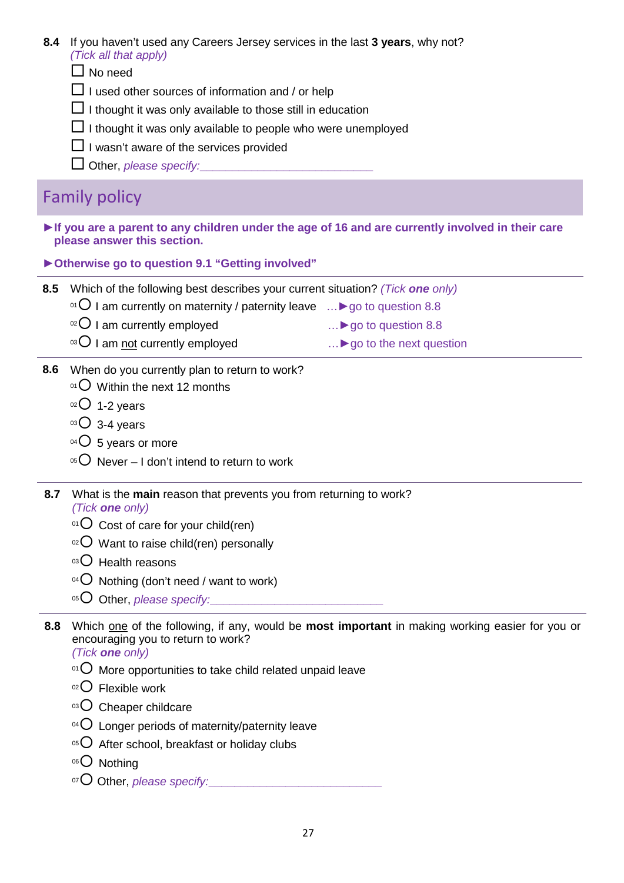**8.4** If you haven't used any Careers Jersey services in the last **3 years**, why not?
*(Tick all that apply)*

- ☐ No need
- ☐ I used other sources of information and / or help
- ☐ I thought it was only available to those still in education
- ☐ I thought it was only available to people who were unemployed
- ☐ I wasn't aware of the services provided
- ☐ Other, *please specify:*___________________________

## Family policy

**►If you are a parent to any children under the age of 16 and are currently involved in their care please answer this section.**

**►Otherwise go to question 9.1 "Getting involved"**

---

**8.5** Which of the following best describes your current situation? *(Tick **one** only)*

- 01 ○ I am currently on maternity / paternity leave …►go to question 8.8
- 02 ○ I am currently employed …►go to question 8.8
- 03 ○ I am not currently employed …►go to the next question

---

**8.6** When do you currently plan to return to work?

- 01 ○ Within the next 12 months
- 02 ○ 1-2 years
- 03 ○ 3-4 years
- 04 ○ 5 years or more
- 05 ○ Never – I don't intend to return to work

---

**8.7** What is the **main** reason that prevents you from returning to work?
*(Tick **one** only)*

- 01 ○ Cost of care for your child(ren)
- 02 ○ Want to raise child(ren) personally
- 03 ○ Health reasons
- 04 ○ Nothing (don't need / want to work)
- 05 ○ Other, *please specify:*___________________________

---

**8.8** Which one of the following, if any, would be **most important** in making working easier for you or encouraging you to return to work?
*(Tick **one** only)*

- 01 ○ More opportunities to take child related unpaid leave
- 02 ○ Flexible work
- 03 ○ Cheaper childcare
- 04 ○ Longer periods of maternity/paternity leave
- 05 ○ After school, breakfast or holiday clubs
- 06 ○ Nothing
- 07 ○ Other, *please specify:*___________________________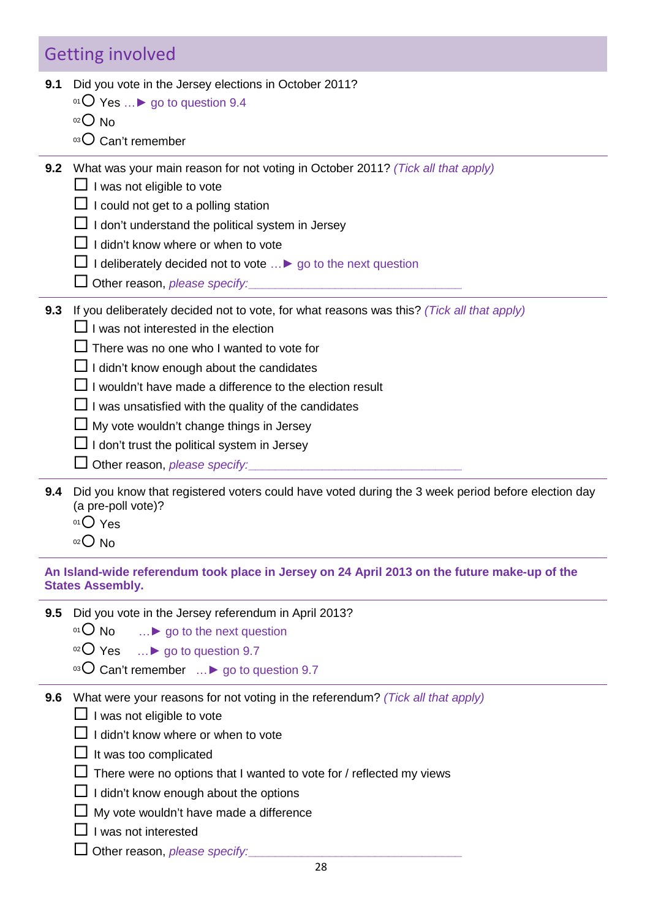## Getting involved

**9.1** Did you vote in the Jersey elections in October 2011?

- 01 ○ Yes …► *go to question 9.4*
- 02 ○ No
- 03 ○ Can't remember

**9.2** What was your main reason for not voting in October 2011? *(Tick all that apply)*

- ☐ I was not eligible to vote
- ☐ I could not get to a polling station
- ☐ I don't understand the political system in Jersey
- ☐ I didn't know where or when to vote
- ☐ I deliberately decided not to vote …► *go to the next question*
- ☐ Other reason, *please specify:*_______________________________

**9.3** If you deliberately decided not to vote, for what reasons was this? *(Tick all that apply)*

- ☐ I was not interested in the election
- ☐ There was no one who I wanted to vote for
- ☐ I didn't know enough about the candidates
- ☐ I wouldn't have made a difference to the election result
- ☐ I was unsatisfied with the quality of the candidates
- ☐ My vote wouldn't change things in Jersey
- ☐ I don't trust the political system in Jersey
- ☐ Other reason, *please specify:*_______________________________

**9.4** Did you know that registered voters could have voted during the 3 week period before election day (a pre-poll vote)?

- 01 ○ Yes
- 02 ○ No

**An Island-wide referendum took place in Jersey on 24 April 2013 on the future make-up of the States Assembly.**

**9.5** Did you vote in the Jersey referendum in April 2013?

- 01 ○ No …► *go to the next question*
- 02 ○ Yes …► *go to question 9.7*
- 03 ○ Can't remember …► *go to question 9.7*

**9.6** What were your reasons for not voting in the referendum? *(Tick all that apply)*

- ☐ I was not eligible to vote
- ☐ I didn't know where or when to vote
- ☐ It was too complicated
- ☐ There were no options that I wanted to vote for / reflected my views
- ☐ I didn't know enough about the options
- ☐ My vote wouldn't have made a difference
- ☐ I was not interested
- ☐ Other reason, *please specify:*_______________________________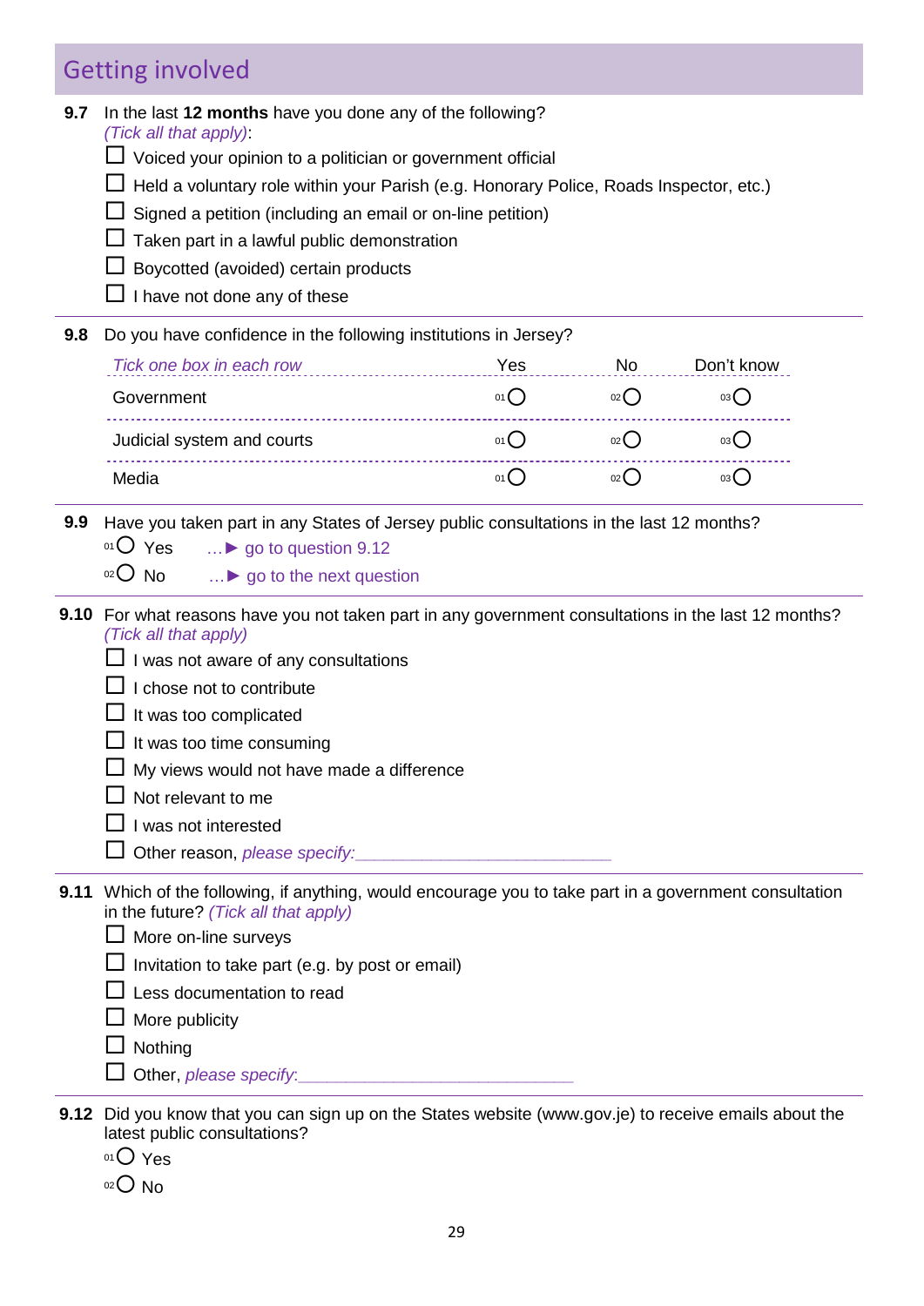## Getting involved

**9.7** In the last **12 months** have you done any of the following?
*(Tick all that apply)*:

- ☐ Voiced your opinion to a politician or government official
- ☐ Held a voluntary role within your Parish (e.g. Honorary Police, Roads Inspector, etc.)
- ☐ Signed a petition (including an email or on-line petition)
- ☐ Taken part in a lawful public demonstration
- ☐ Boycotted (avoided) certain products
- ☐ I have not done any of these

**9.8** Do you have confidence in the following institutions in Jersey?

| *Tick one box in each row* | Yes | No | Don't know |
|---|---|---|---|
| Government | 01 ◯ | 02 ◯ | 03 ◯ |
| Judicial system and courts | 01 ◯ | 02 ◯ | 03 ◯ |
| Media | 01 ◯ | 02 ◯ | 03 ◯ |

**9.9** Have you taken part in any States of Jersey public consultations in the last 12 months?

- 01 ◯ Yes …► go to question 9.12
- 02 ◯ No …► go to the next question

**9.10** For what reasons have you not taken part in any government consultations in the last 12 months? *(Tick all that apply)*

- ☐ I was not aware of any consultations
- ☐ I chose not to contribute
- ☐ It was too complicated
- ☐ It was too time consuming
- ☐ My views would not have made a difference
- ☐ Not relevant to me
- ☐ I was not interested
- ☐ Other reason, *please specify:*___________________________

**9.11** Which of the following, if anything, would encourage you to take part in a government consultation in the future? *(Tick all that apply)*

- ☐ More on-line surveys
- ☐ Invitation to take part (e.g. by post or email)
- ☐ Less documentation to read
- ☐ More publicity
- ☐ Nothing
- ☐ Other, *please specify:*_____________________________

**9.12** Did you know that you can sign up on the States website (www.gov.je) to receive emails about the latest public consultations?

- 01 ◯ Yes
- 02 ◯ No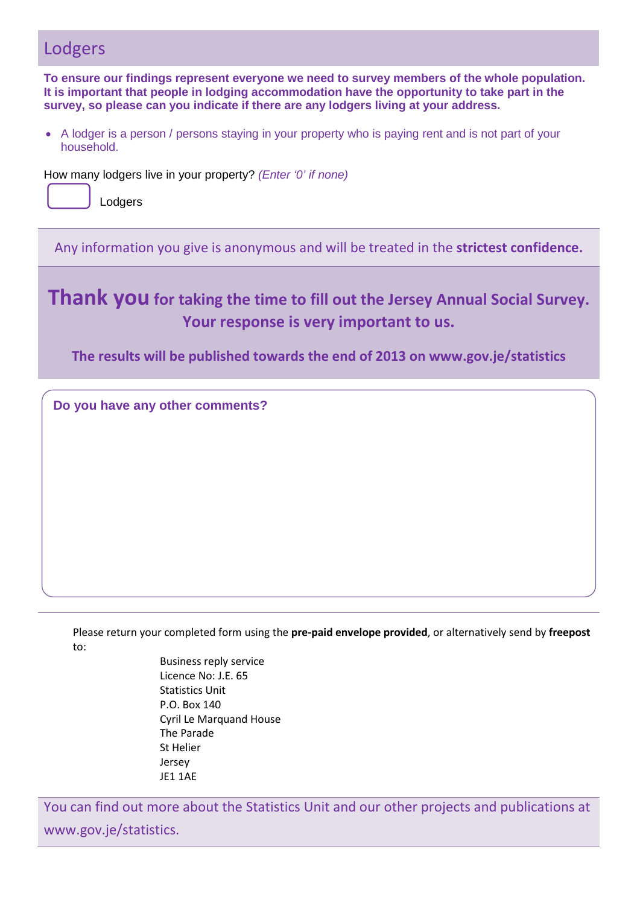## Lodgers

**To ensure our findings represent everyone we need to survey members of the whole population. It is important that people in lodging accommodation have the opportunity to take part in the survey, so please can you indicate if there are any lodgers living at your address.**

- A lodger is a person / persons staying in your property who is paying rent and is not part of your household.

How many lodgers live in your property? *(Enter '0' if none)*

☐ Lodgers

Any information you give is anonymous and will be treated in the **strictest confidence.**

**Thank you for taking the time to fill out the Jersey Annual Social Survey. Your response is very important to us.**

**The results will be published towards the end of 2013 on www.gov.je/statistics**

**Do you have any other comments?**

Please return your completed form using the **pre-paid envelope provided**, or alternatively send by **freepost** to:

Business reply service
Licence No: J.E. 65
Statistics Unit
P.O. Box 140
Cyril Le Marquand House
The Parade
St Helier
Jersey
JE1 1AE

You can find out more about the Statistics Unit and our other projects and publications at www.gov.je/statistics.